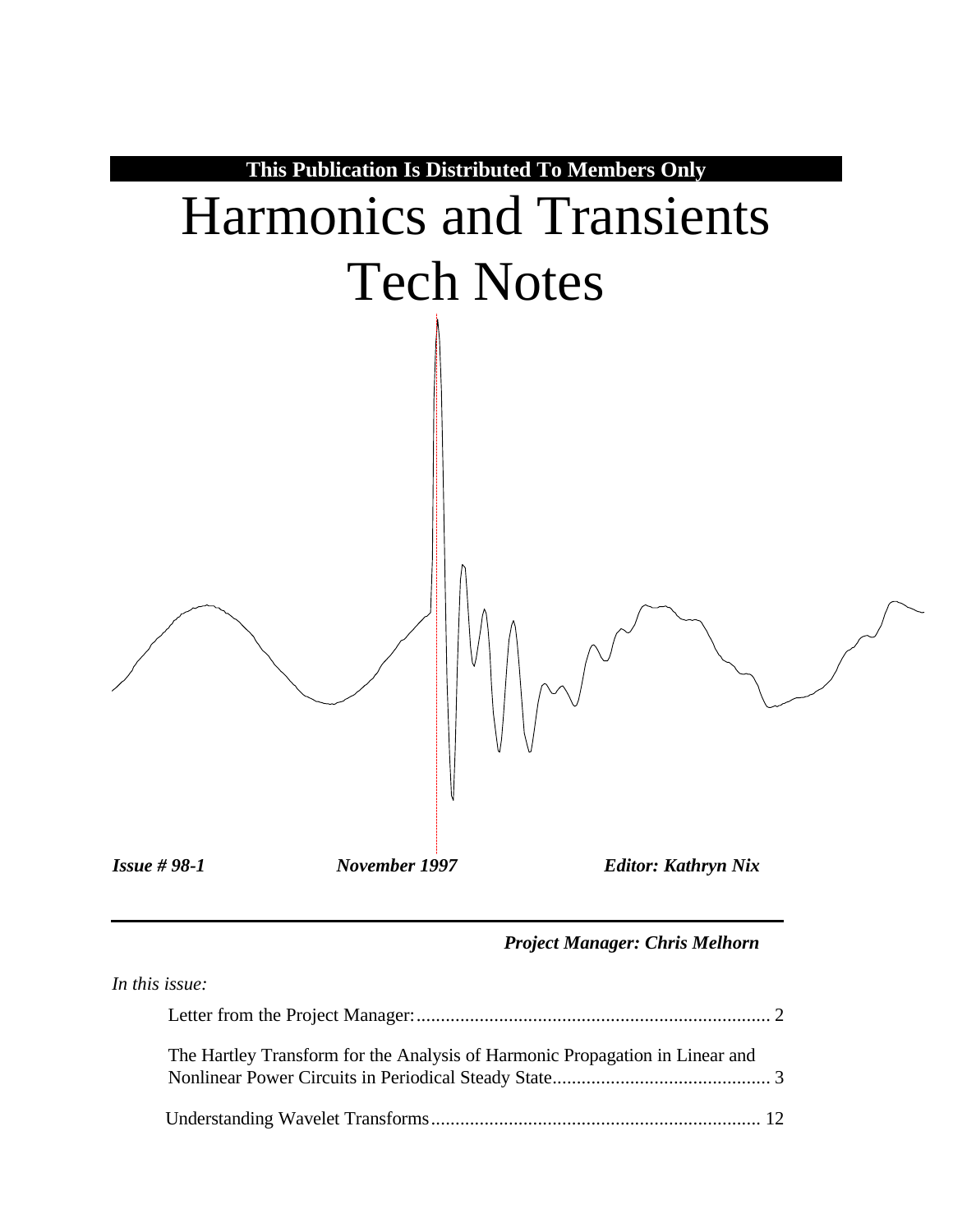**This Publication Is Distributed To Members Only**

# Harmonics and Transients Tech Notes

***Issue # 98-1*** ***November 1997*** ***Editor: Kathryn Nix***

***Project Manager: Chris Melhorn***

*In this issue:*

Letter from the Project Manager:......................................................................... 2

The Hartley Transform for the Analysis of Harmonic Propagation in Linear and Nonlinear Power Circuits in Periodical Steady State............................................. 3

Understanding Wavelet Transforms.................................................................... 12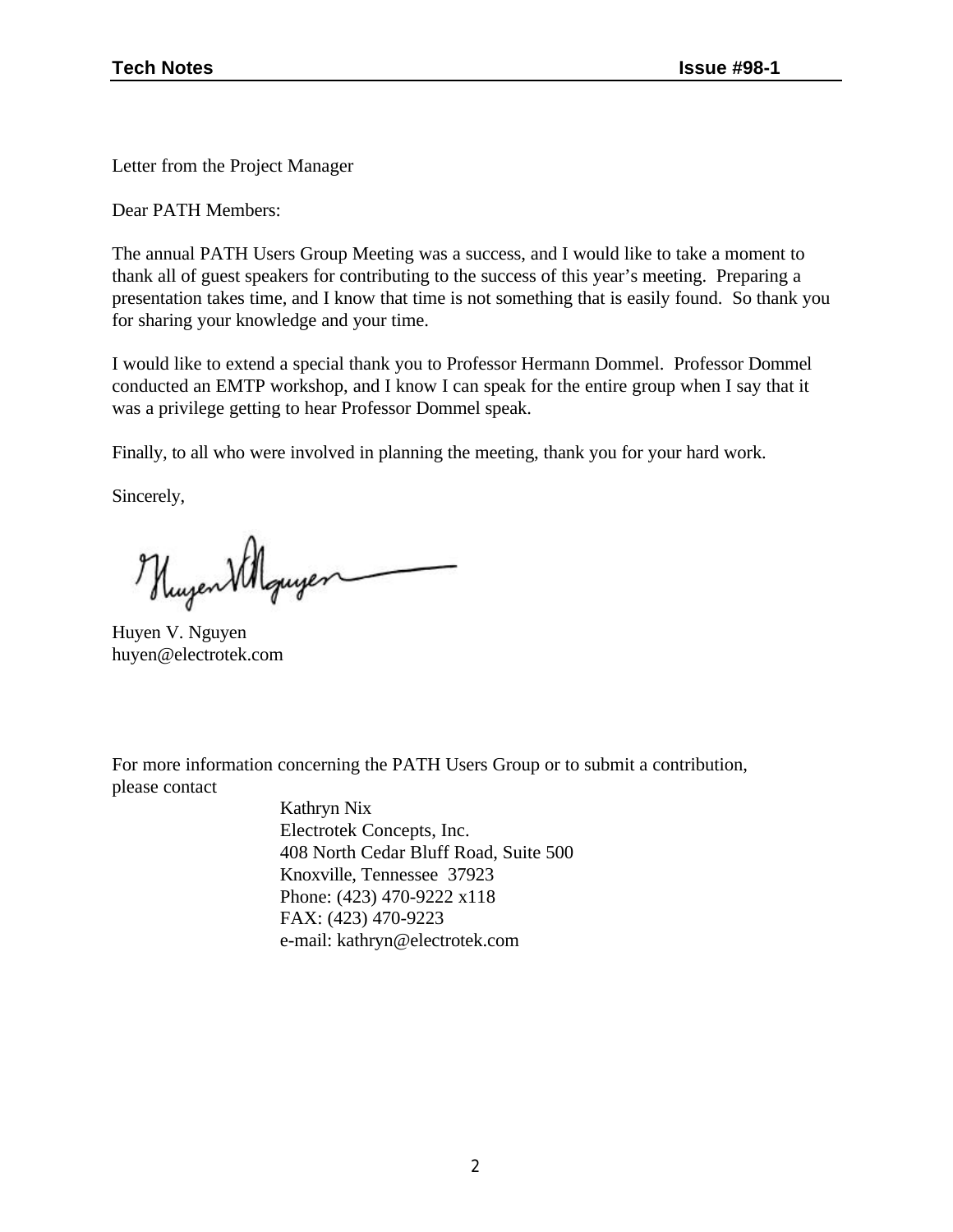Letter from the Project Manager

Dear PATH Members:

The annual PATH Users Group Meeting was a success, and I would like to take a moment to thank all of guest speakers for contributing to the success of this year's meeting. Preparing a presentation takes time, and I know that time is not something that is easily found. So thank you for sharing your knowledge and your time.

I would like to extend a special thank you to Professor Hermann Dommel. Professor Dommel conducted an EMTP workshop, and I know I can speak for the entire group when I say that it was a privilege getting to hear Professor Dommel speak.

Finally, to all who were involved in planning the meeting, thank you for your hard work.

Sincerely,

Huyen V. Nguyen
huyen@electrotek.com

For more information concerning the PATH Users Group or to submit a contribution, please contact

Kathryn Nix
Electrotek Concepts, Inc.
408 North Cedar Bluff Road, Suite 500
Knoxville, Tennessee 37923
Phone: (423) 470-9222 x118
FAX: (423) 470-9223
e-mail: kathryn@electrotek.com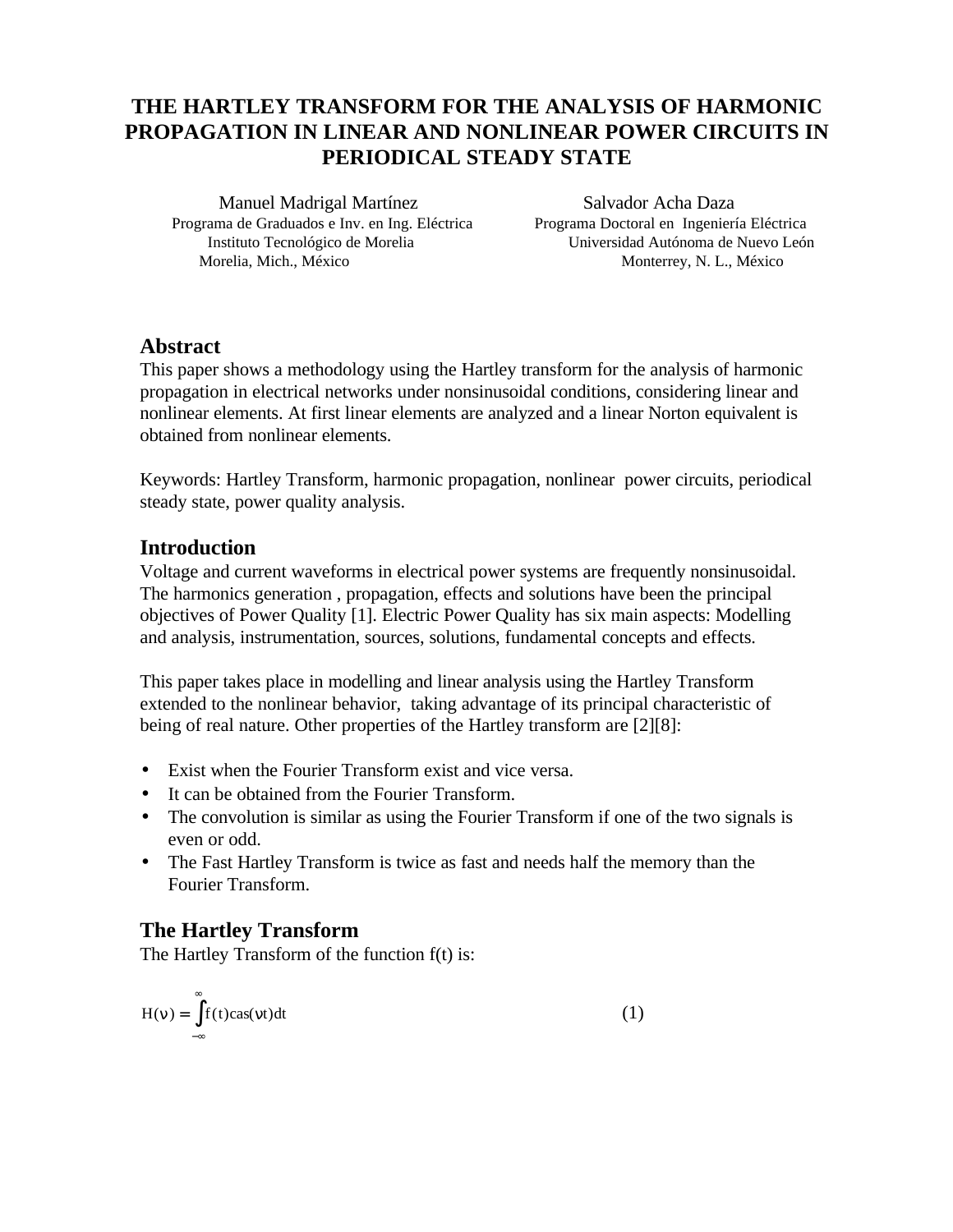# THE HARTLEY TRANSFORM FOR THE ANALYSIS OF HARMONIC PROPAGATION IN LINEAR AND NONLINEAR POWER CIRCUITS IN PERIODICAL STEADY STATE

Manuel Madrigal Martínez
Programa de Graduados e Inv. en Ing. Eléctrica
Instituto Tecnológico de Morelia
Morelia, Mich., México

Salvador Acha Daza
Programa Doctoral en Ingeniería Eléctrica
Universidad Autónoma de Nuevo León
Monterrey, N. L., México

## Abstract

This paper shows a methodology using the Hartley transform for the analysis of harmonic propagation in electrical networks under nonsinusoidal conditions, considering linear and nonlinear elements. At first linear elements are analyzed and a linear Norton equivalent is obtained from nonlinear elements.

Keywords: Hartley Transform, harmonic propagation, nonlinear power circuits, periodical steady state, power quality analysis.

## Introduction

Voltage and current waveforms in electrical power systems are frequently nonsinusoidal. The harmonics generation , propagation, effects and solutions have been the principal objectives of Power Quality [1]. Electric Power Quality has six main aspects: Modelling and analysis, instrumentation, sources, solutions, fundamental concepts and effects.

This paper takes place in modelling and linear analysis using the Hartley Transform extended to the nonlinear behavior, taking advantage of its principal characteristic of being of real nature. Other properties of the Hartley transform are [2][8]:

- Exist when the Fourier Transform exist and vice versa.
- It can be obtained from the Fourier Transform.
- The convolution is similar as using the Fourier Transform if one of the two signals is even or odd.
- The Fast Hartley Transform is twice as fast and needs half the memory than the Fourier Transform.

## The Hartley Transform

The Hartley Transform of the function f(t) is:

$$H(\nu) = \int_{-\infty}^{\infty} f(t)\,\mathrm{cas}(\nu t)\,dt \qquad (1)$$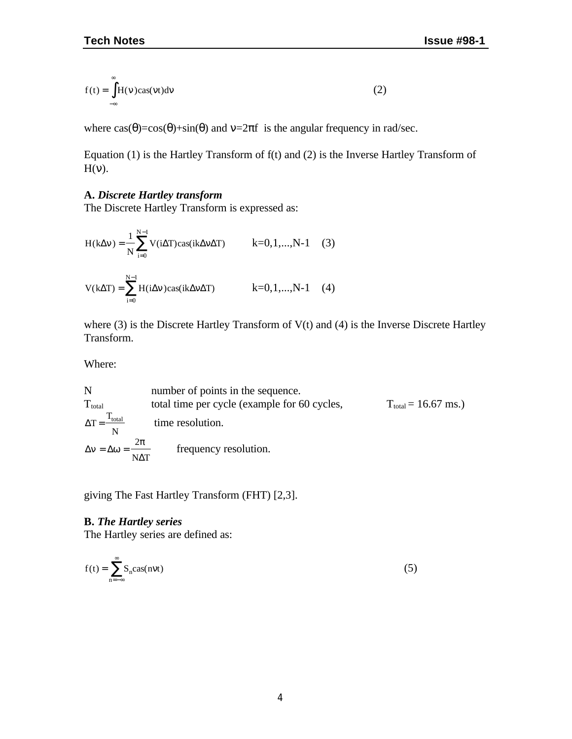$$f(t) = \int_{-\infty}^{\infty} H(\nu)\text{cas}(\nu t)d\nu \qquad (2)$$

where $\text{cas}(\theta)=\cos(\theta)+\sin(\theta)$ and $\nu=2\pi f$ is the angular frequency in rad/sec.

Equation (1) is the Hartley Transform of f(t) and (2) is the Inverse Hartley Transform of $H(\nu)$.

**A.** ***Discrete Hartley transform***

The Discrete Hartley Transform is expressed as:

$$H(k\Delta\nu) = \frac{1}{N}\sum_{i=0}^{N-1} V(i\Delta T)\text{cas}(ik\Delta\nu\Delta T) \qquad k=0,1,...,N-1 \quad (3)$$

$$V(k\Delta T) = \sum_{i=0}^{N-1} H(i\Delta\nu)\text{cas}(ik\Delta\nu\Delta T) \qquad k=0,1,...,N-1 \quad (4)$$

where (3) is the Discrete Hartley Transform of V(t) and (4) is the Inverse Discrete Hartley Transform.

Where:

$N$ number of points in the sequence.

$T_{total}$ total time per cycle (example for 60 cycles, $T_{total}$ = 16.67 ms.)

$\Delta T = \frac{T_{total}}{N}$ time resolution.

$\Delta\nu = \Delta\omega = \frac{2\pi}{N\Delta T}$ frequency resolution.

giving The Fast Hartley Transform (FHT) [2,3].

**B.** ***The Hartley series***

The Hartley series are defined as:

$$f(t) = \sum_{n=-\infty}^{\infty} S_n\text{cas}(n\nu t) \qquad (5)$$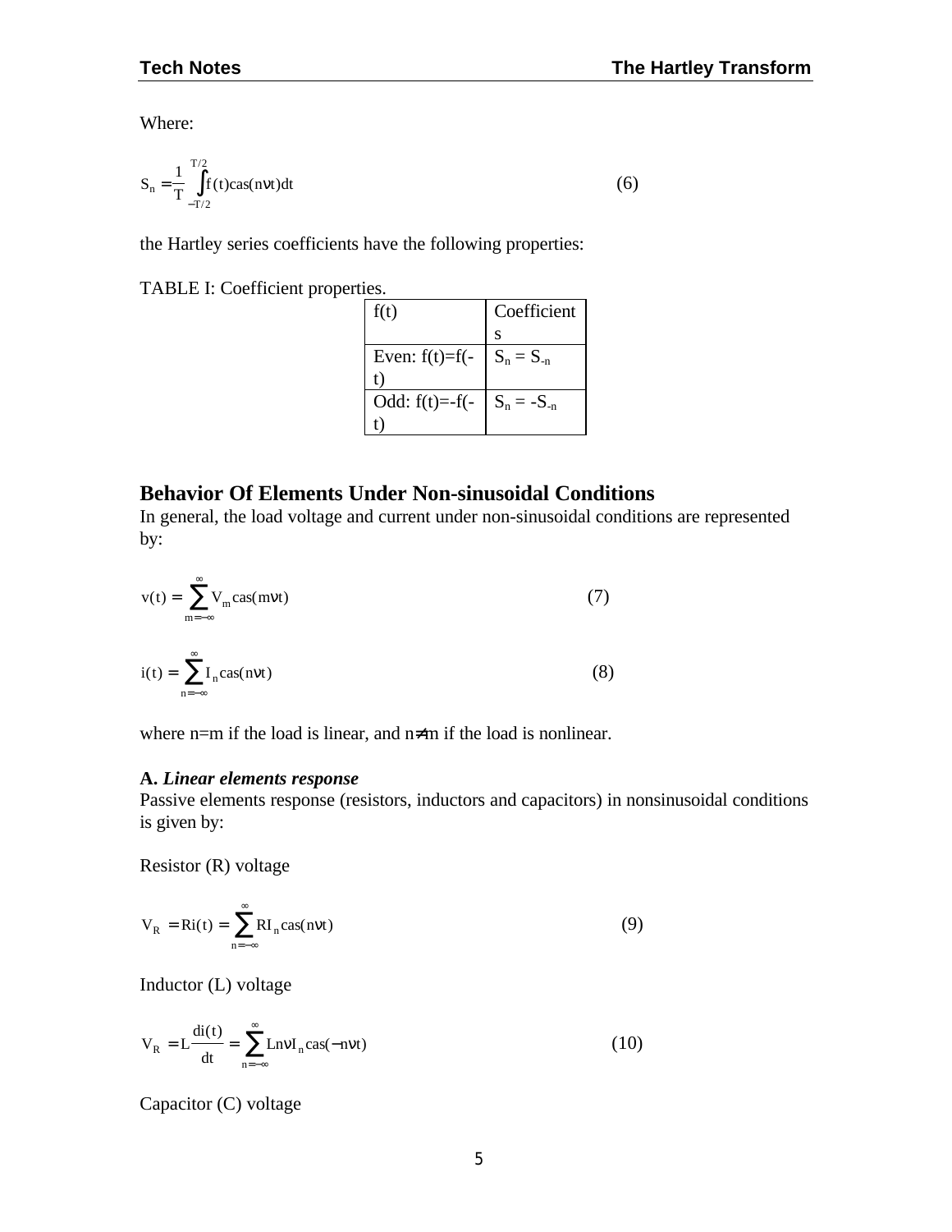Where:

$$S_n = \frac{1}{T} \int_{-T/2}^{T/2} f(t) \text{cas}(n\nu t) dt \qquad (6)$$

the Hartley series coefficients have the following properties:

TABLE I: Coefficient properties.

| f(t) | Coefficients |
|---|---|
| Even: f(t)=f(-t) | $S_n = S_{-n}$ |
| Odd: f(t)=-f(-t) | $S_n = -S_{-n}$ |

## Behavior Of Elements Under Non-sinusoidal Conditions

In general, the load voltage and current under non-sinusoidal conditions are represented by:

$$v(t) = \sum_{m=-\infty}^{\infty} V_m \text{cas}(m\nu t) \qquad (7)$$

$$i(t) = \sum_{n=-\infty}^{\infty} I_n \text{cas}(n\nu t) \qquad (8)$$

where n=m if the load is linear, and n≠m if the load is nonlinear.

**A.** ***Linear elements response***

Passive elements response (resistors, inductors and capacitors) in nonsinusoidal conditions is given by:

Resistor (R) voltage

$$V_R = Ri(t) = \sum_{n=-\infty}^{\infty} RI_n \text{cas}(n\nu t) \qquad (9)$$

Inductor (L) voltage

$$V_R = L\frac{di(t)}{dt} = \sum_{n=-\infty}^{\infty} Ln\nu I_n \text{cas}(-n\nu t) \qquad (10)$$

Capacitor (C) voltage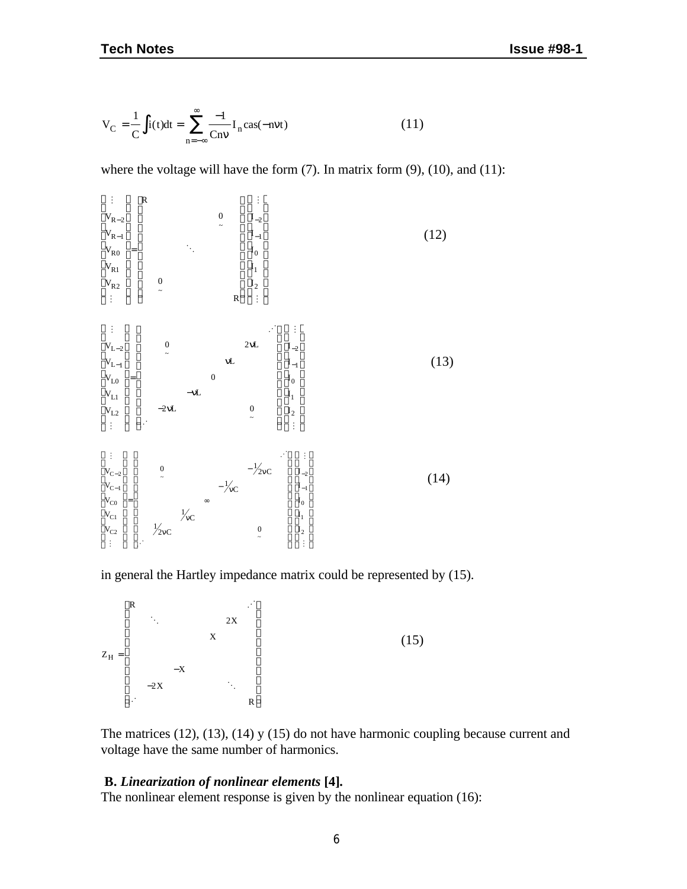$$V_C = \frac{1}{C}\int i(t)dt = \sum_{n=-\infty}^{\infty} \frac{-1}{Cn\nu} I_n \operatorname{cas}(-n\nu t) \qquad (11)$$

where the voltage will have the form (7). In matrix form (9), (10), and (11):

$$\begin{bmatrix} \vdots \\ V_{R-2} \\ V_{R-1} \\ V_{R0} \\ V_{R1} \\ V_{R2} \\ \vdots \end{bmatrix} = \begin{bmatrix} R & & & & \\ & & & \underset{\sim}{0} & \\ & & \ddots & & \\ & & & & \\ & \underset{\sim}{0} & & & \\ & & & & R \end{bmatrix} \begin{bmatrix} \vdots \\ I_{-2} \\ I_{-1} \\ I_0 \\ I_1 \\ I_2 \\ \vdots \end{bmatrix} \qquad (12)$$

$$\begin{bmatrix} \vdots \\ V_{L-2} \\ V_{L-1} \\ V_{L0} \\ V_{L1} \\ V_{L2} \\ \vdots \end{bmatrix} = \begin{bmatrix} & & & & & \iddots \\ & \underset{\sim}{0} & & & 2\nu L & \\ & & & \nu L & & \\ & & 0 & & & \\ & & -\nu L & & & \\ & -2\nu L & & & \underset{\sim}{0} & \\ \iddots & & & & & \end{bmatrix} \begin{bmatrix} \vdots \\ I_{-2} \\ I_{-1} \\ I_0 \\ I_1 \\ I_2 \\ \vdots \end{bmatrix} \qquad (13)$$

$$\begin{bmatrix} \vdots \\ V_{C-2} \\ V_{C-1} \\ V_{C0} \\ V_{C1} \\ V_{C2} \\ \vdots \end{bmatrix} = \begin{bmatrix} & & & & & \iddots \\ & \underset{\sim}{0} & & & -\frac{1}{2\nu C} & \\ & & & -\frac{1}{\nu C} & & \\ & & \infty & & & \\ & \frac{1}{\nu C} & & & & \\ \frac{1}{2\nu C} & & & & \underset{\sim}{0} & \\ \iddots & & & & & \end{bmatrix} \begin{bmatrix} \vdots \\ I_{-2} \\ I_{-1} \\ I_0 \\ I_1 \\ I_2 \\ \vdots \end{bmatrix} \qquad (14)$$

in general the Hartley impedance matrix could be represented by (15).

$$Z_H = \begin{bmatrix} R & & & & & \iddots \\ & \ddots & & & 2X & \\ & & & X & & \\ & & & & & \\ & & -X & & & \\ & -2X & & & \ddots & \\ \iddots & & & & & R \end{bmatrix} \qquad (15)$$

The matrices (12), (13), (14) y (15) do not have harmonic coupling because current and voltage have the same number of harmonics.

**B. *Linearization of nonlinear elements* [4].**

The nonlinear element response is given by the nonlinear equation (16):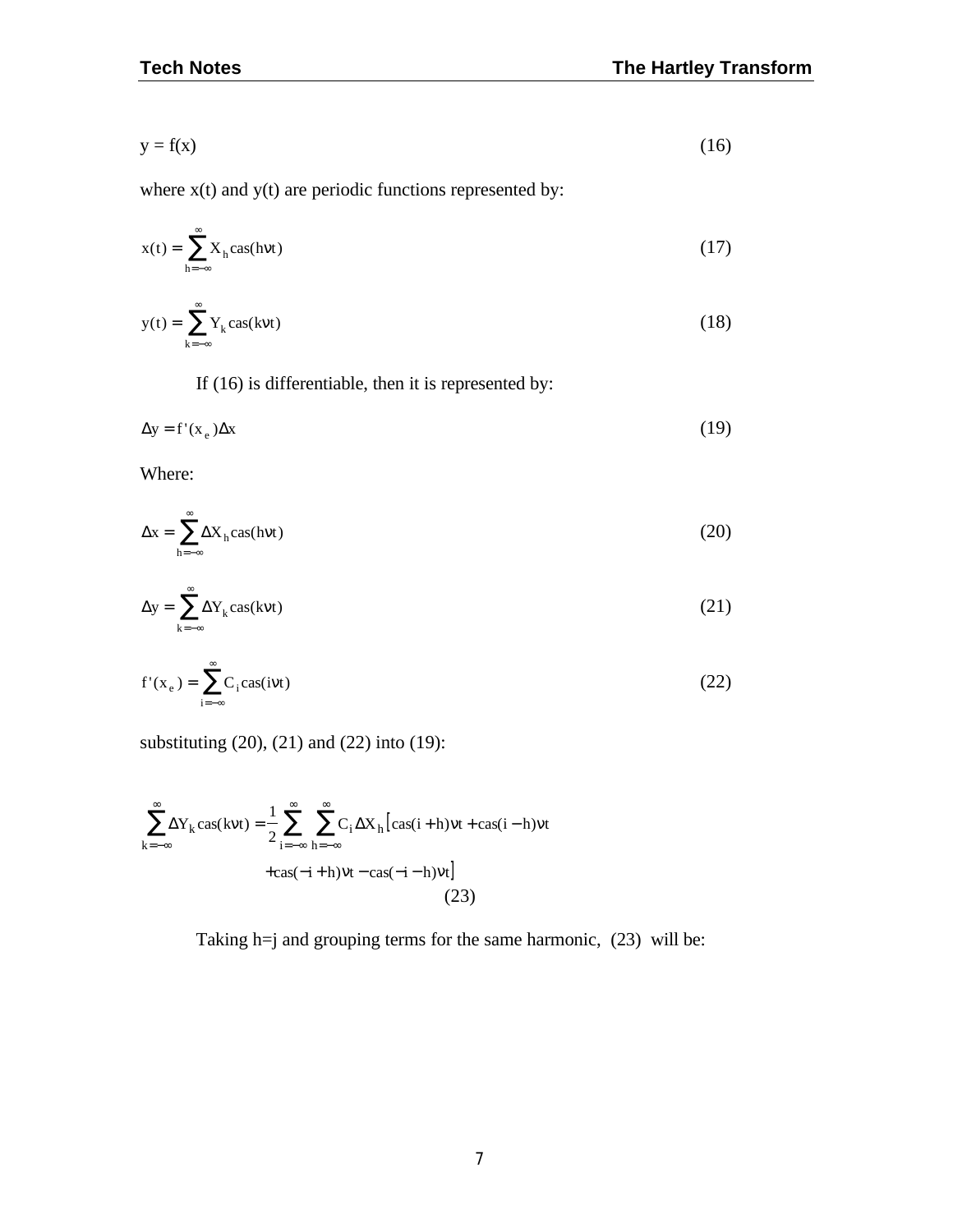$$y = f(x) \tag{16}$$

where x(t) and y(t) are periodic functions represented by:

$$x(t) = \sum_{h=-\infty}^{\infty} X_h \operatorname{cas}(h\nu t) \tag{17}$$

$$y(t) = \sum_{k=-\infty}^{\infty} Y_k \operatorname{cas}(k\nu t) \tag{18}$$

If (16) is differentiable, then it is represented by:

$$\Delta y = f'(x_e)\Delta x \tag{19}$$

Where:

$$\Delta x = \sum_{h=-\infty}^{\infty} \Delta X_h \operatorname{cas}(h\nu t) \tag{20}$$

$$\Delta y = \sum_{k=-\infty}^{\infty} \Delta Y_k \operatorname{cas}(k\nu t) \tag{21}$$

$$f'(x_e) = \sum_{i=-\infty}^{\infty} C_i \operatorname{cas}(i\nu t) \tag{22}$$

substituting (20), (21) and (22) into (19):

$$\sum_{k=-\infty}^{\infty} \Delta Y_k \operatorname{cas}(k\nu t) = \frac{1}{2}\sum_{i=-\infty}^{\infty}\sum_{h=-\infty}^{\infty} C_i \Delta X_h \Big[\operatorname{cas}(i+h)\nu t + \operatorname{cas}(i-h)\nu t + \operatorname{cas}(-i+h)\nu t - \operatorname{cas}(-i-h)\nu t\Big] \tag{23}$$

Taking h=j and grouping terms for the same harmonic, (23) will be: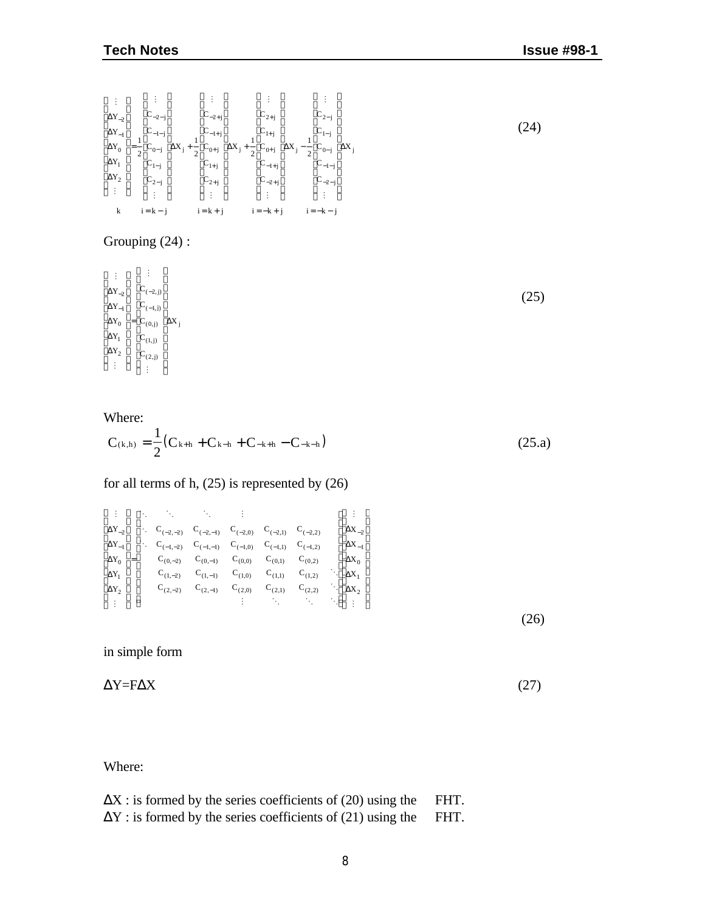$$
\begin{bmatrix} \vdots \\ \Delta Y_{-2} \\ \Delta Y_{-1} \\ \Delta Y_{0} \\ \Delta Y_{1} \\ \Delta Y_{2} \\ \vdots \end{bmatrix}_{k}
= \frac{1}{2}\begin{bmatrix} \vdots \\ C_{-2-j} \\ C_{-1-j} \\ C_{0-j} \\ C_{1-j} \\ C_{2-j} \\ \vdots \end{bmatrix}_{i=k-j} \Delta X_j
+ \frac{1}{2}\begin{bmatrix} \vdots \\ C_{-2+j} \\ C_{-1+j} \\ C_{0+j} \\ C_{1+j} \\ C_{2+j} \\ \vdots \end{bmatrix}_{i=k+j} \Delta X_j
+ \frac{1}{2}\begin{bmatrix} \vdots \\ C_{2+j} \\ C_{1+j} \\ C_{0+j} \\ C_{-1+j} \\ C_{-2+j} \\ \vdots \end{bmatrix}_{i=-k+j} \Delta X_j
- \frac{1}{2}\begin{bmatrix} \vdots \\ C_{2-j} \\ C_{1-j} \\ C_{0-j} \\ C_{-1-j} \\ C_{-2-j} \\ \vdots \end{bmatrix}_{i=-k-j} \Delta X_j
\tag{24}
$$

Grouping (24) :

$$
\begin{bmatrix} \vdots \\ \Delta Y_{-2} \\ \Delta Y_{-1} \\ \Delta Y_{0} \\ \Delta Y_{1} \\ \Delta Y_{2} \\ \vdots \end{bmatrix}
= \begin{bmatrix} \vdots \\ C_{(-2,j)} \\ C_{(-1,j)} \\ C_{(0,j)} \\ C_{(1,j)} \\ C_{(2,j)} \\ \vdots \end{bmatrix} \Delta X_j
\tag{25}
$$

Where:

$$
C_{(k,h)} = \frac{1}{2}\left(C_{k+h} + C_{k-h} + C_{-k+h} - C_{-k-h}\right) \tag{25.a}
$$

for all terms of h, (25) is represented by (26)

$$
\begin{bmatrix} \vdots \\ \Delta Y_{-2} \\ \Delta Y_{-1} \\ \Delta Y_{0} \\ \Delta Y_{1} \\ \Delta Y_{2} \\ \vdots \end{bmatrix}
=
\begin{bmatrix}
\ddots & \ddots & \ddots & \vdots & & & \\
\ddots & C_{(-2,-2)} & C_{(-2,-1)} & C_{(-2,0)} & C_{(-2,1)} & C_{(-2,2)} & \\
\ddots & C_{(-1,-2)} & C_{(-1,-1)} & C_{(-1,0)} & C_{(-1,1)} & C_{(-1,2)} & \\
 & C_{(0,-2)} & C_{(0,-1)} & C_{(0,0)} & C_{(0,1)} & C_{(0,2)} & \\
 & C_{(1,-2)} & C_{(1,-1)} & C_{(1,0)} & C_{(1,1)} & C_{(1,2)} & \ddots \\
 & C_{(2,-2)} & C_{(2,-1)} & C_{(2,0)} & C_{(2,1)} & C_{(2,2)} & \ddots \\
 & & & \vdots & \ddots & \ddots & \ddots
\end{bmatrix}
\begin{bmatrix} \vdots \\ \Delta X_{-2} \\ \Delta X_{-1} \\ \Delta X_{0} \\ \Delta X_{1} \\ \Delta X_{2} \\ \vdots \end{bmatrix}
\tag{26}
$$

in simple form

$$
\Delta Y = F \Delta X \tag{27}
$$

Where:

$\Delta X$ : is formed by the series coefficients of (20) using the FHT.
$\Delta Y$ : is formed by the series coefficients of (21) using the FHT.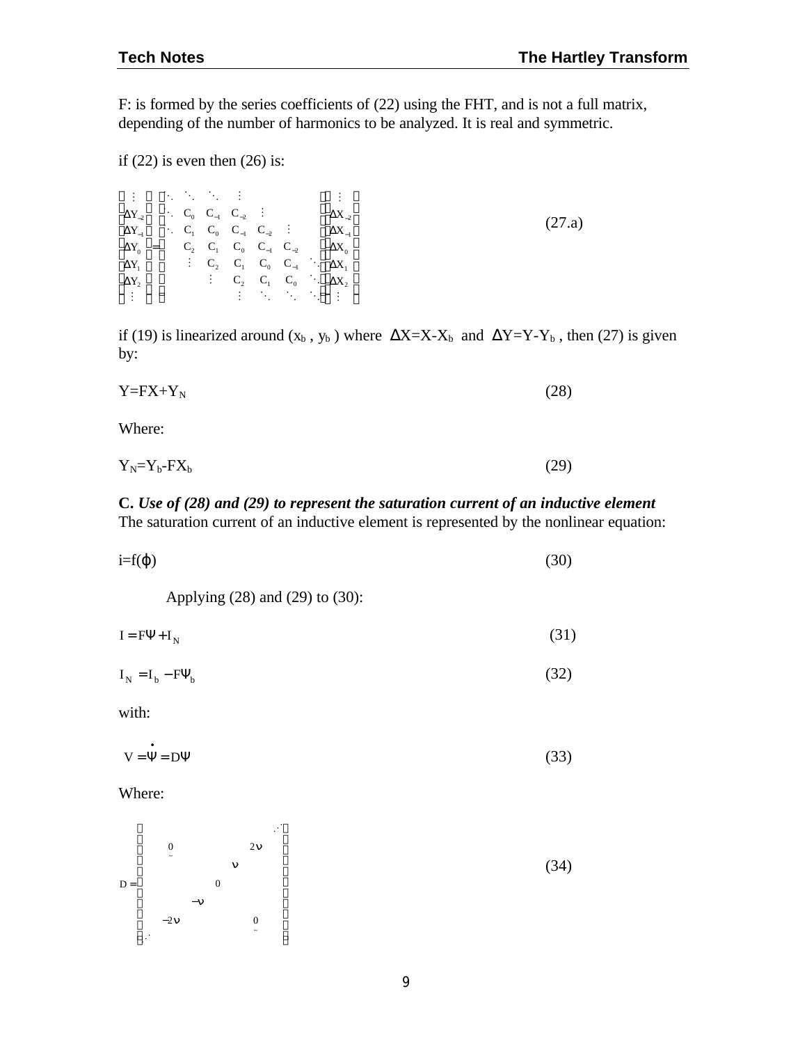F: is formed by the series coefficients of (22) using the FHT, and is not a full matrix, depending of the number of harmonics to be analyzed. It is real and symmetric.

if (22) is even then (26) is:

$$\begin{bmatrix} \vdots \\ \Delta Y_{-2} \\ \Delta Y_{-1} \\ \Delta Y_0 \\ \Delta Y_1 \\ \Delta Y_2 \\ \vdots \end{bmatrix} = \begin{bmatrix} \ddots & \ddots & \ddots & \vdots & & & \\ \ddots & C_0 & C_{-1} & C_{-2} & \vdots & & \\ \ddots & C_1 & C_0 & C_{-1} & C_{-2} & \vdots & \\ & C_2 & C_1 & C_0 & C_{-1} & C_{-2} & \\ & \vdots & C_2 & C_1 & C_0 & C_{-1} & \ddots \\ & & \vdots & C_2 & C_1 & C_0 & \ddots \\ & & & \vdots & \ddots & \ddots & \ddots \end{bmatrix} \begin{bmatrix} \vdots \\ \Delta X_{-2} \\ \Delta X_{-1} \\ \Delta X_0 \\ \Delta X_1 \\ \Delta X_2 \\ \vdots \end{bmatrix} \qquad (27.a)$$

if (19) is linearized around ($x_b$ , $y_b$ ) where $\Delta X=X-X_b$ and $\Delta Y=Y-Y_b$ , then (27) is given by:

$$Y=FX+Y_N \qquad (28)$$

Where:

$$Y_N=Y_b-FX_b \qquad (29)$$

**C.** ***Use of (28) and (29) to represent the saturation current of an inductive element***
The saturation current of an inductive element is represented by the nonlinear equation:

$$i=f(\varphi) \qquad (30)$$

Applying (28) and (29) to (30):

$$I = F\Psi + I_N \qquad (31)$$

$$I_N = I_b - F\Psi_b \qquad (32)$$

with:

$$V = \dot{\Psi} = D\Psi \qquad (33)$$

Where:

$$D = \begin{bmatrix} & & & & & \cdot^{\cdot^{\cdot}} \\ & \underset{\sim}{0} & & & 2\nu & \\ & & & \nu & & \\ & & 0 & & & \\ & & -\nu & & & \\ & -2\nu & & & \underset{\sim}{0} & \\ \cdot^{\cdot^{\cdot}} & & & & & \end{bmatrix} \qquad (34)$$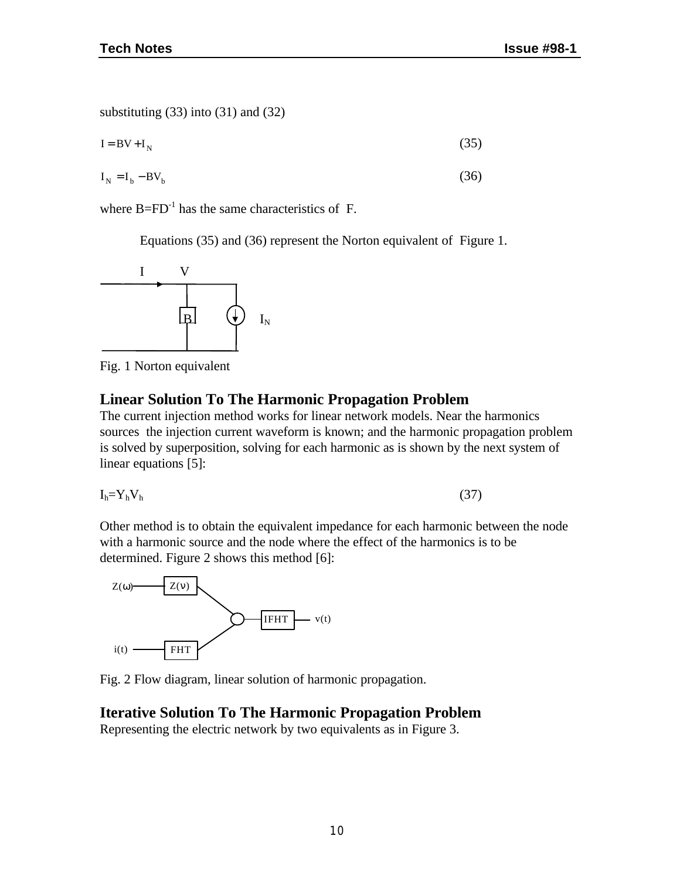substituting (33) into (31) and (32)

$$I = BV + I_N \tag{35}$$

$$I_N = I_b - BV_b \tag{36}$$

where $B=FD^{-1}$ has the same characteristics of F.

Equations (35) and (36) represent the Norton equivalent of Figure 1.

Fig. 1 Norton equivalent

## Linear Solution To The Harmonic Propagation Problem

The current injection method works for linear network models. Near the harmonics sources the injection current waveform is known; and the harmonic propagation problem is solved by superposition, solving for each harmonic as is shown by the next system of linear equations [5]:

$$I_h = Y_h V_h \tag{37}$$

Other method is to obtain the equivalent impedance for each harmonic between the node with a harmonic source and the node where the effect of the harmonics is to be determined. Figure 2 shows this method [6]:

Fig. 2 Flow diagram, linear solution of harmonic propagation.

## Iterative Solution To The Harmonic Propagation Problem

Representing the electric network by two equivalents as in Figure 3.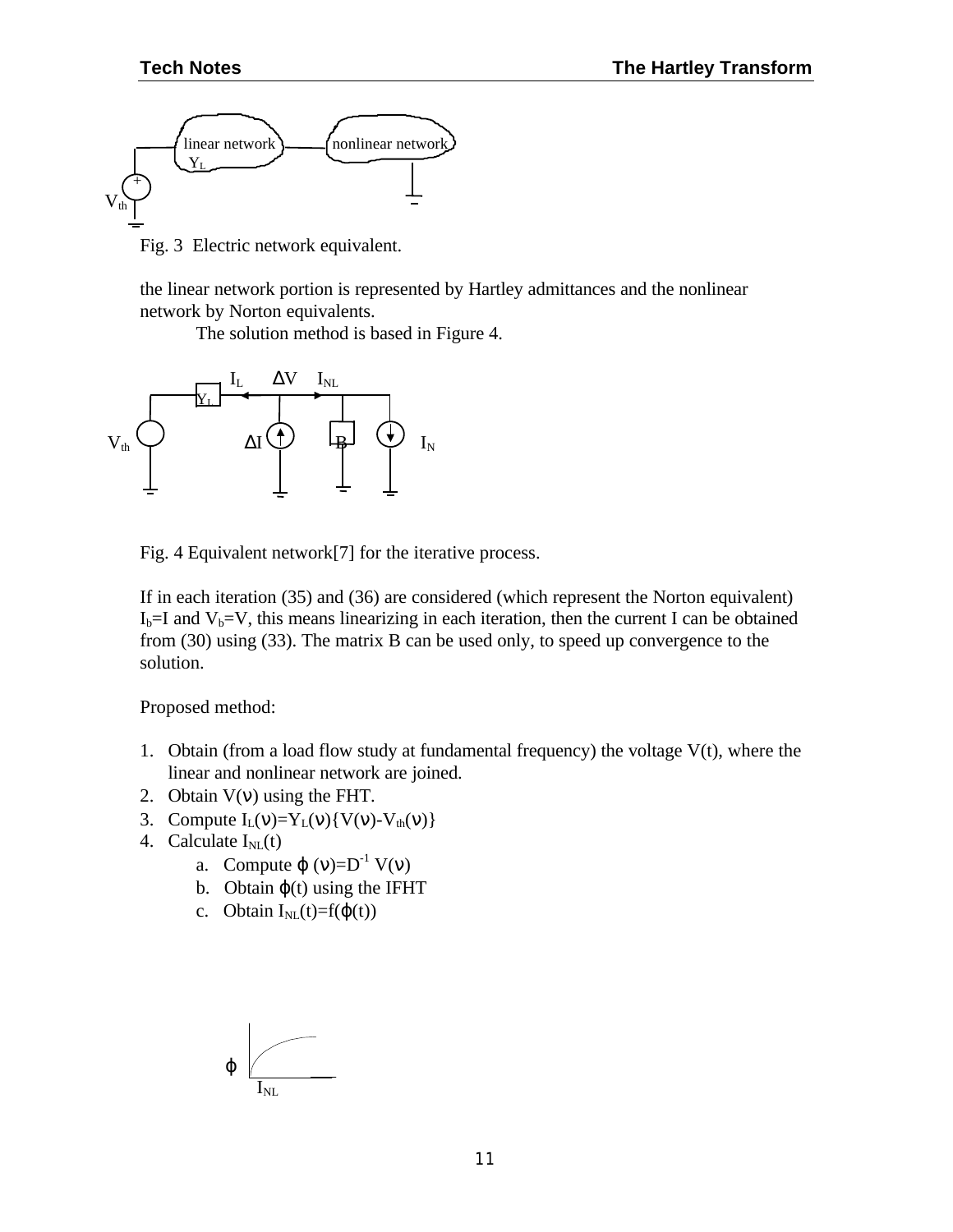Fig. 3 Electric network equivalent.

the linear network portion is represented by Hartley admittances and the nonlinear network by Norton equivalents.

The solution method is based in Figure 4.

Fig. 4 Equivalent network[7] for the iterative process.

If in each iteration (35) and (36) are considered (which represent the Norton equivalent) $I_b$=I and $V_b$=V, this means linearizing in each iteration, then the current I can be obtained from (30) using (33). The matrix B can be used only, to speed up convergence to the solution.

Proposed method:

1. Obtain (from a load flow study at fundamental frequency) the voltage V(t), where the linear and nonlinear network are joined.
2. Obtain $V(\nu)$ using the FHT.
3. Compute $I_L(\nu)=Y_L(\nu)\{V(\nu)-V_{th}(\nu)\}$
4. Calculate $I_{NL}(t)$
   a. Compute $\varphi(\nu)=D^{-1} V(\nu)$
   b. Obtain $\varphi(t)$ using the IFHT
   c. Obtain $I_{NL}(t)=f(\varphi(t))$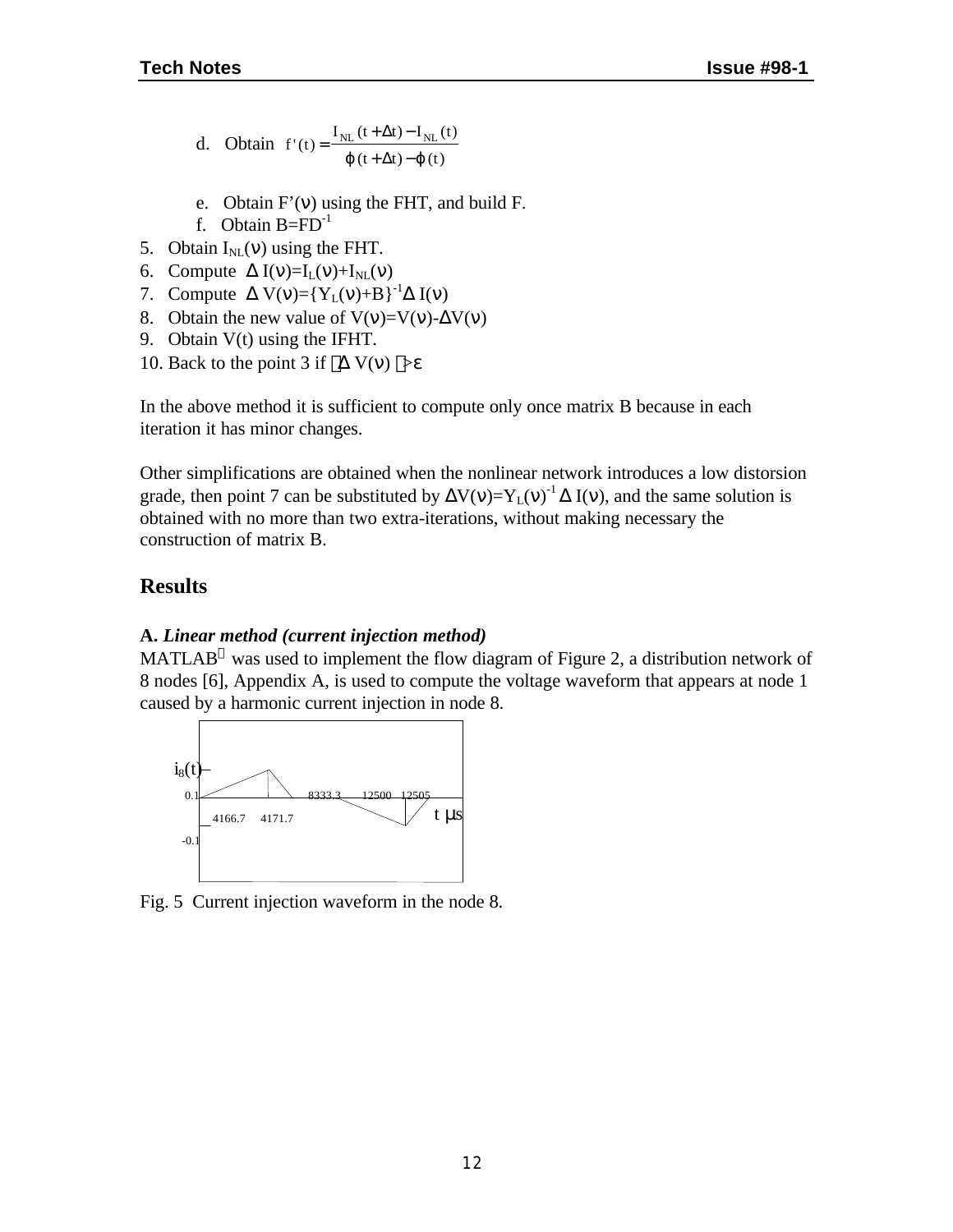d. Obtain $f'(t) = \dfrac{I_{NL}(t+\Delta t) - I_{NL}(t)}{\varphi(t+\Delta t) - \varphi(t)}$

e. Obtain $F'(\nu)$ using the FHT, and build F.

f. Obtain $B=FD^{-1}$

5. Obtain $I_{NL}(\nu)$ using the FHT.
6. Compute $\Delta I(\nu)=I_L(\nu)+I_{NL}(\nu)$
7. Compute $\Delta V(\nu)=\{Y_L(\nu)+B\}^{-1}\Delta I(\nu)$
8. Obtain the new value of $V(\nu)=V(\nu)-\Delta V(\nu)$
9. Obtain V(t) using the IFHT.
10. Back to the point 3 if $|\Delta V(\nu)| > \varepsilon$

In the above method it is sufficient to compute only once matrix B because in each iteration it has minor changes.

Other simplifications are obtained when the nonlinear network introduces a low distorsion grade, then point 7 can be substituted by $\Delta V(\nu)=Y_L(\nu)^{-1}\Delta I(\nu)$, and the same solution is obtained with no more than two extra-iterations, without making necessary the construction of matrix B.

## Results

**A.** ***Linear method (current injection method)***

MATLAB® was used to implement the flow diagram of Figure 2, a distribution network of 8 nodes [6], Appendix A, is used to compute the voltage waveform that appears at node 1 caused by a harmonic current injection in node 8.

$i_8(t)$

0.1 — 4166.7 — 4171.7 — 8333.3 — 12500 — 12505 — t μs

-0.1

Fig. 5 Current injection waveform in the node 8.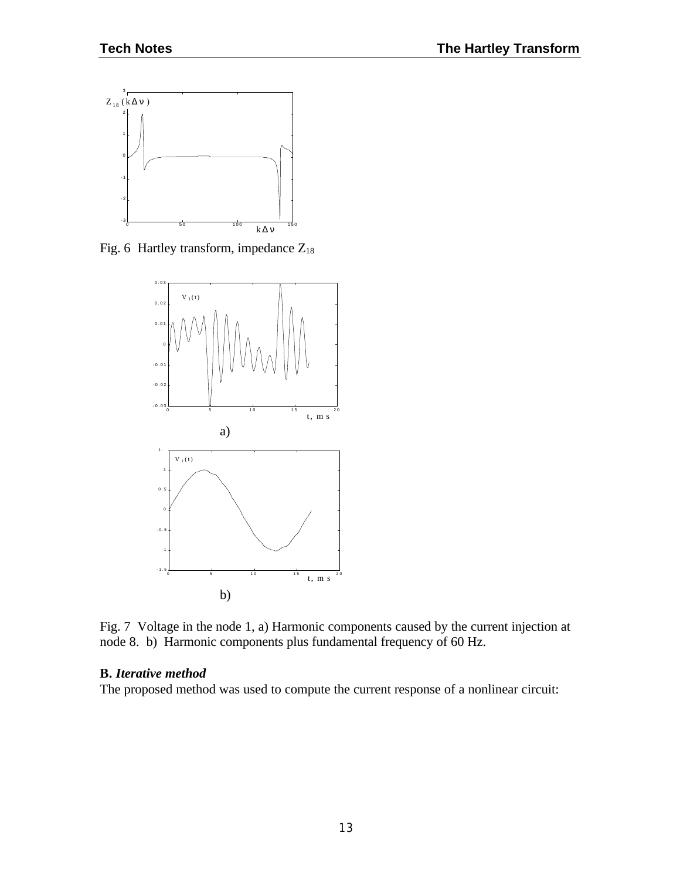Fig. 6 Hartley transform, impedance $Z_{18}$

a)

b)

Fig. 7 Voltage in the node 1, a) Harmonic components caused by the current injection at node 8. b) Harmonic components plus fundamental frequency of 60 Hz.

**B.** ***Iterative method***

The proposed method was used to compute the current response of a nonlinear circuit: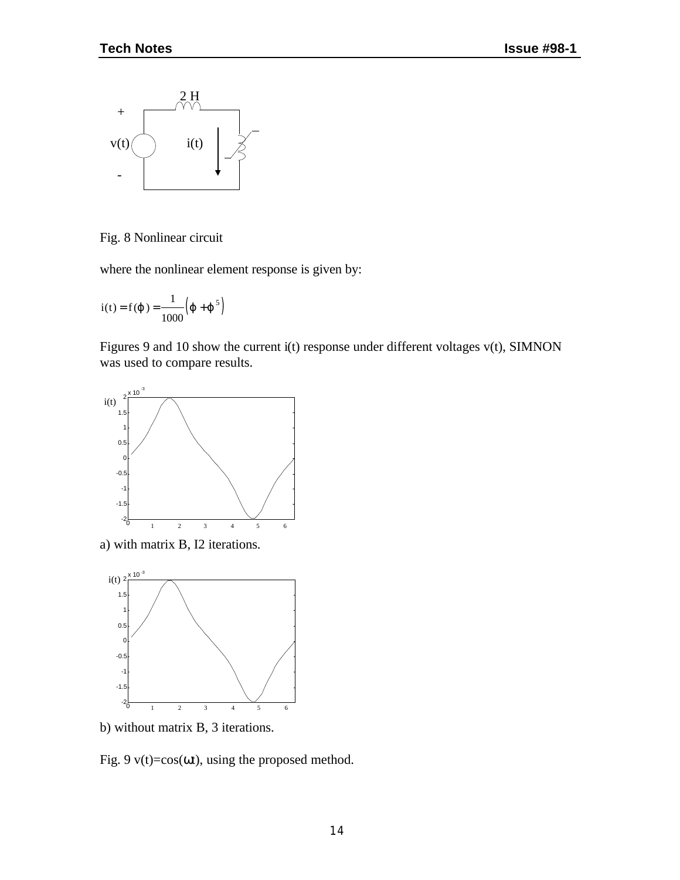Fig. 8 Nonlinear circuit

where the nonlinear element response is given by:

$$i(t) = f(\varphi) = \frac{1}{1000}\left(\varphi + \varphi^{5}\right)$$

Figures 9 and 10 show the current i(t) response under different voltages v(t), SIMNON was used to compare results.

a) with matrix B, I2 iterations.

b) without matrix B, 3 iterations.

Fig. 9 v(t)=cos($\omega t$), using the proposed method.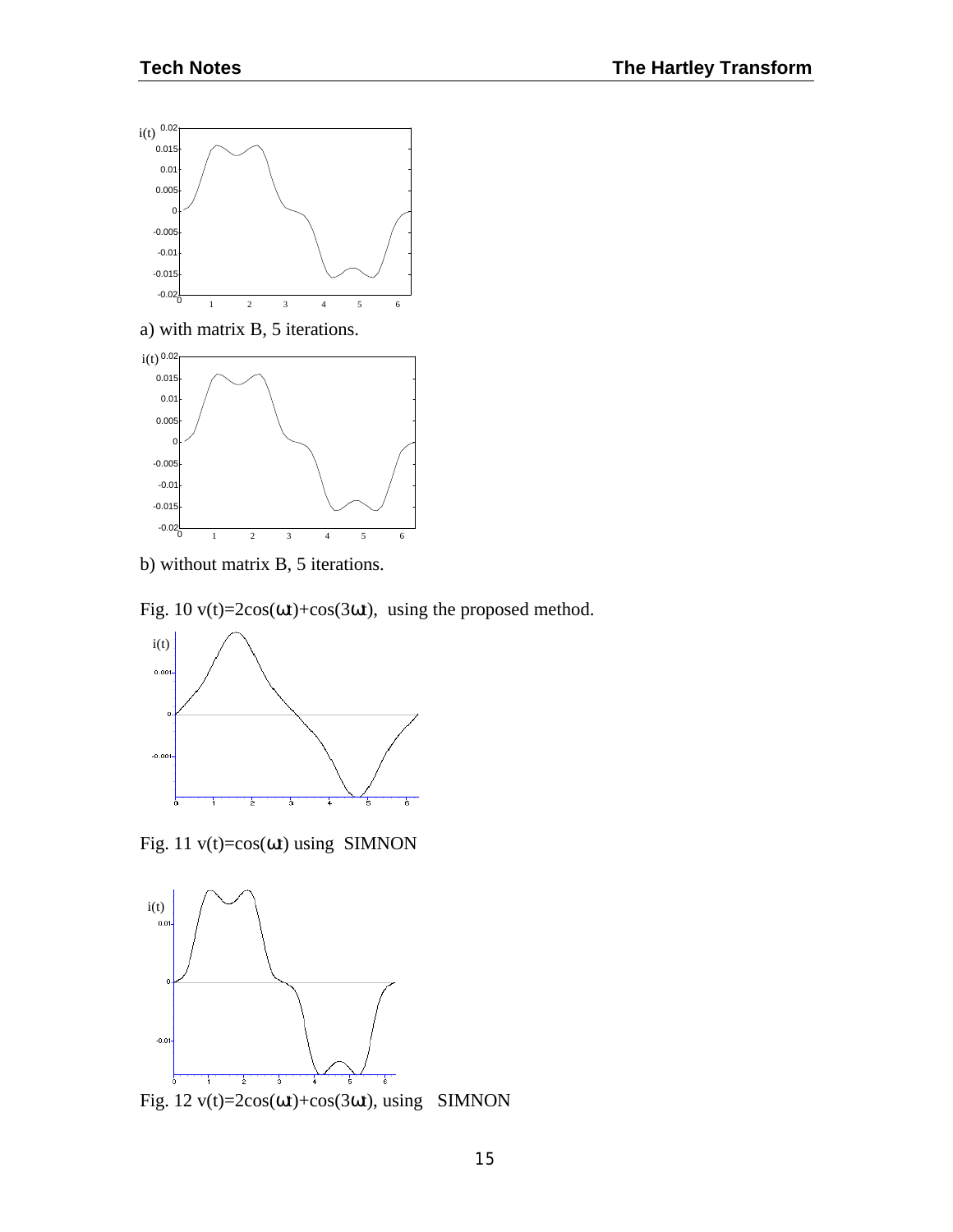a) with matrix B, 5 iterations.

b) without matrix B, 5 iterations.

Fig. 10 $v(t)=2\cos(\omega t)+\cos(3\omega t)$, using the proposed method.

Fig. 11 $v(t)=\cos(\omega t)$ using SIMNON

Fig. 12 $v(t)=2\cos(\omega t)+\cos(3\omega t)$, using SIMNON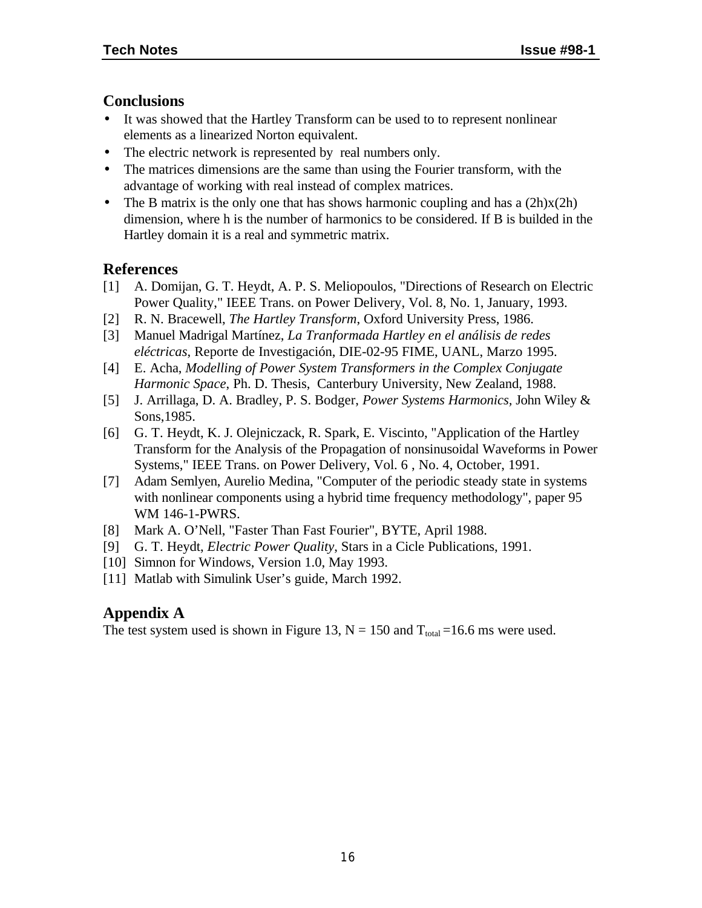## Conclusions

- It was showed that the Hartley Transform can be used to to represent nonlinear elements as a linearized Norton equivalent.
- The electric network is represented by real numbers only.
- The matrices dimensions are the same than using the Fourier transform, with the advantage of working with real instead of complex matrices.
- The B matrix is the only one that has shows harmonic coupling and has a (2h)x(2h) dimension, where h is the number of harmonics to be considered. If B is builded in the Hartley domain it is a real and symmetric matrix.

## References

[1] A. Domijan, G. T. Heydt, A. P. S. Meliopoulos, "Directions of Research on Electric Power Quality," IEEE Trans. on Power Delivery, Vol. 8, No. 1, January, 1993.

[2] R. N. Bracewell, *The Hartley Transform*, Oxford University Press, 1986.

[3] Manuel Madrigal Martínez, *La Tranformada Hartley en el análisis de redes eléctricas*, Reporte de Investigación, DIE-02-95 FIME, UANL, Marzo 1995.

[4] E. Acha, *Modelling of Power System Transformers in the Complex Conjugate Harmonic Space*, Ph. D. Thesis, Canterbury University, New Zealand, 1988.

[5] J. Arrillaga, D. A. Bradley, P. S. Bodger, *Power Systems Harmonics*, John Wiley & Sons,1985.

[6] G. T. Heydt, K. J. Olejniczack, R. Spark, E. Viscinto, "Application of the Hartley Transform for the Analysis of the Propagation of nonsinusoidal Waveforms in Power Systems," IEEE Trans. on Power Delivery, Vol. 6 , No. 4, October, 1991.

[7] Adam Semlyen, Aurelio Medina, "Computer of the periodic steady state in systems with nonlinear components using a hybrid time frequency methodology", paper 95 WM 146-1-PWRS.

[8] Mark A. O'Nell, "Faster Than Fast Fourier", BYTE, April 1988.

[9] G. T. Heydt, *Electric Power Quality*, Stars in a Cicle Publications, 1991.

[10] Simnon for Windows, Version 1.0, May 1993.

[11] Matlab with Simulink User's guide, March 1992.

## Appendix A

The test system used is shown in Figure 13, N = 150 and $T_{total}$ =16.6 ms were used.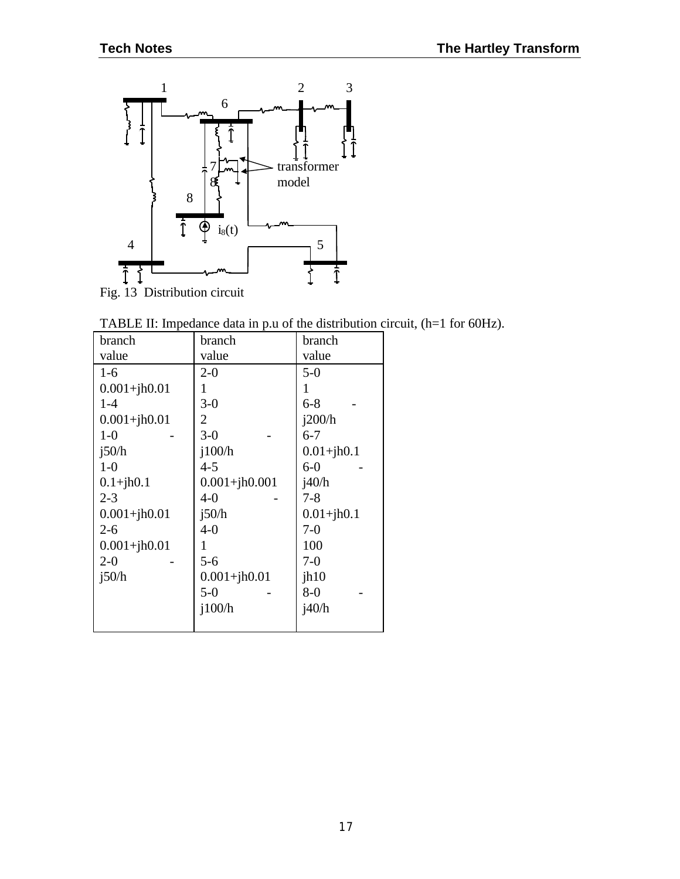Fig. 13  Distribution circuit

TABLE II: Impedance data in p.u of the distribution circuit, (h=1 for 60Hz).

| branch value | branch value | branch value |
|---|---|---|
| 1-6 0.001+jh0.01 | 2-0 1 | 5-0 1 |
| 1-4 0.001+jh0.01 | 3-0 2 | 6-8 -j200/h |
| 1-0 -j50/h | 3-0 -j100/h | 6-7 0.01+jh0.1 |
| 1-0 0.1+jh0.1 | 4-5 0.001+jh0.001 | 6-0 -j40/h |
| 2-3 0.001+jh0.01 | 4-0 -j50/h | 7-8 0.01+jh0.1 |
| 2-6 0.001+jh0.01 | 4-0 1 | 7-0 100 |
| 2-0 -j50/h | 5-6 0.001+jh0.01 | 7-0 jh10 |
| | 5-0 -j100/h | 8-0 -j40/h |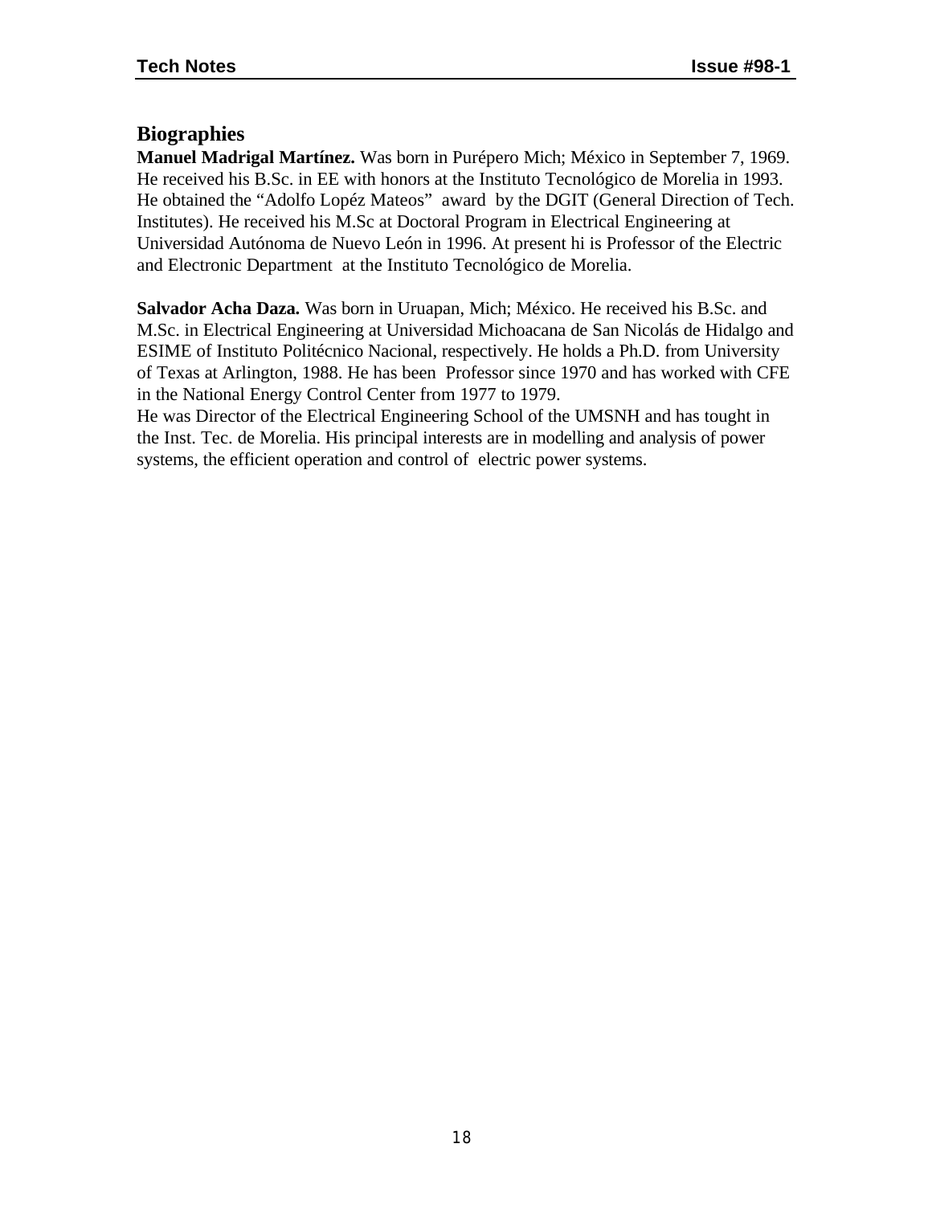## Biographies

**Manuel Madrigal Martínez.** Was born in Purépero Mich; México in September 7, 1969. He received his B.Sc. in EE with honors at the Instituto Tecnológico de Morelia in 1993. He obtained the “Adolfo Lopéz Mateos” award by the DGIT (General Direction of Tech. Institutes). He received his M.Sc at Doctoral Program in Electrical Engineering at Universidad Autónoma de Nuevo León in 1996. At present hi is Professor of the Electric and Electronic Department at the Instituto Tecnológico de Morelia.

**Salvador Acha Daza.** Was born in Uruapan, Mich; México. He received his B.Sc. and M.Sc. in Electrical Engineering at Universidad Michoacana de San Nicolás de Hidalgo and ESIME of Instituto Politécnico Nacional, respectively. He holds a Ph.D. from University of Texas at Arlington, 1988. He has been Professor since 1970 and has worked with CFE in the National Energy Control Center from 1977 to 1979.
He was Director of the Electrical Engineering School of the UMSNH and has tought in the Inst. Tec. de Morelia. His principal interests are in modelling and analysis of power systems, the efficient operation and control of electric power systems.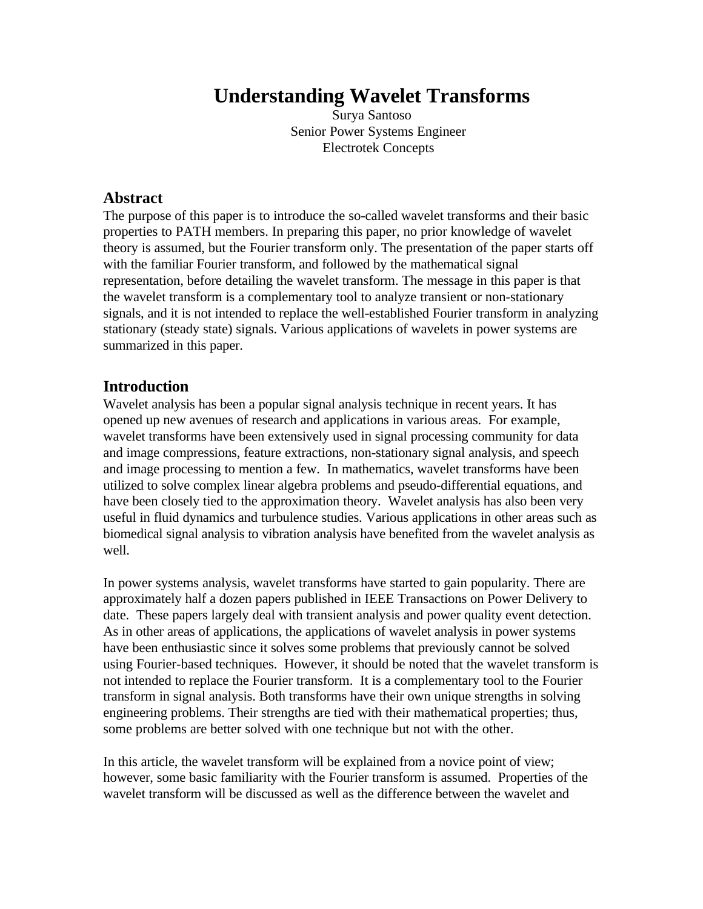# Understanding Wavelet Transforms

Surya Santoso
Senior Power Systems Engineer
Electrotek Concepts

## Abstract

The purpose of this paper is to introduce the so-called wavelet transforms and their basic properties to PATH members. In preparing this paper, no prior knowledge of wavelet theory is assumed, but the Fourier transform only. The presentation of the paper starts off with the familiar Fourier transform, and followed by the mathematical signal representation, before detailing the wavelet transform. The message in this paper is that the wavelet transform is a complementary tool to analyze transient or non-stationary signals, and it is not intended to replace the well-established Fourier transform in analyzing stationary (steady state) signals. Various applications of wavelets in power systems are summarized in this paper.

## Introduction

Wavelet analysis has been a popular signal analysis technique in recent years. It has opened up new avenues of research and applications in various areas. For example, wavelet transforms have been extensively used in signal processing community for data and image compressions, feature extractions, non-stationary signal analysis, and speech and image processing to mention a few. In mathematics, wavelet transforms have been utilized to solve complex linear algebra problems and pseudo-differential equations, and have been closely tied to the approximation theory. Wavelet analysis has also been very useful in fluid dynamics and turbulence studies. Various applications in other areas such as biomedical signal analysis to vibration analysis have benefited from the wavelet analysis as well.

In power systems analysis, wavelet transforms have started to gain popularity. There are approximately half a dozen papers published in IEEE Transactions on Power Delivery to date. These papers largely deal with transient analysis and power quality event detection. As in other areas of applications, the applications of wavelet analysis in power systems have been enthusiastic since it solves some problems that previously cannot be solved using Fourier-based techniques. However, it should be noted that the wavelet transform is not intended to replace the Fourier transform. It is a complementary tool to the Fourier transform in signal analysis. Both transforms have their own unique strengths in solving engineering problems. Their strengths are tied with their mathematical properties; thus, some problems are better solved with one technique but not with the other.

In this article, the wavelet transform will be explained from a novice point of view; however, some basic familiarity with the Fourier transform is assumed. Properties of the wavelet transform will be discussed as well as the difference between the wavelet and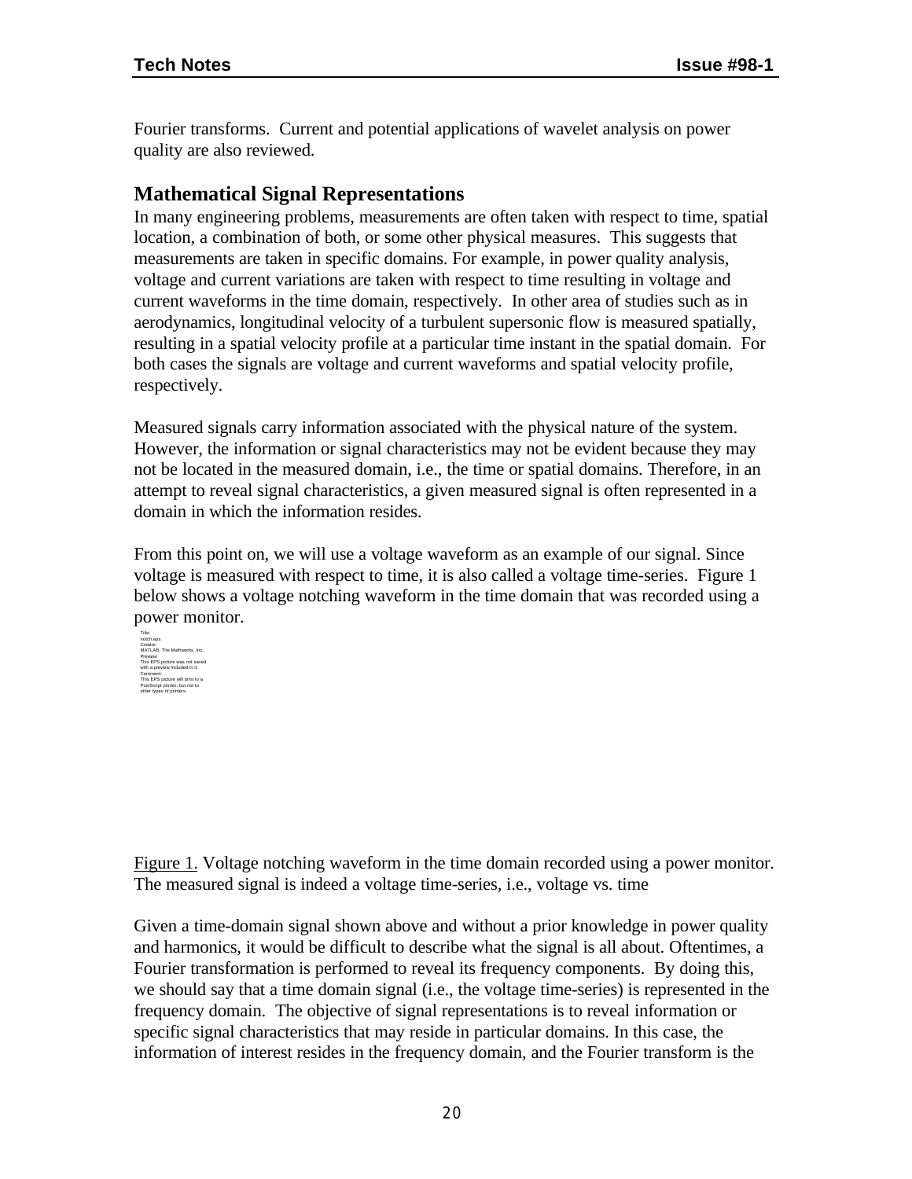Fourier transforms. Current and potential applications of wavelet analysis on power quality are also reviewed.

## Mathematical Signal Representations

In many engineering problems, measurements are often taken with respect to time, spatial location, a combination of both, or some other physical measures. This suggests that measurements are taken in specific domains. For example, in power quality analysis, voltage and current variations are taken with respect to time resulting in voltage and current waveforms in the time domain, respectively. In other area of studies such as in aerodynamics, longitudinal velocity of a turbulent supersonic flow is measured spatially, resulting in a spatial velocity profile at a particular time instant in the spatial domain. For both cases the signals are voltage and current waveforms and spatial velocity profile, respectively.

Measured signals carry information associated with the physical nature of the system. However, the information or signal characteristics may not be evident because they may not be located in the measured domain, i.e., the time or spatial domains. Therefore, in an attempt to reveal signal characteristics, a given measured signal is often represented in a domain in which the information resides.

From this point on, we will use a voltage waveform as an example of our signal. Since voltage is measured with respect to time, it is also called a voltage time-series. Figure 1 below shows a voltage notching waveform in the time domain that was recorded using a power monitor.

Title:
notch.eps
Creator:
MATLAB, The Mathworks, Inc.
Preview:
This EPS picture was not saved
with a preview included in it.
Comment:
This EPS picture will print to a
PostScript printer, but not to
other types of printers.

Figure 1. Voltage notching waveform in the time domain recorded using a power monitor. The measured signal is indeed a voltage time-series, i.e., voltage vs. time

Given a time-domain signal shown above and without a prior knowledge in power quality and harmonics, it would be difficult to describe what the signal is all about. Oftentimes, a Fourier transformation is performed to reveal its frequency components. By doing this, we should say that a time domain signal (i.e., the voltage time-series) is represented in the frequency domain. The objective of signal representations is to reveal information or specific signal characteristics that may reside in particular domains. In this case, the information of interest resides in the frequency domain, and the Fourier transform is the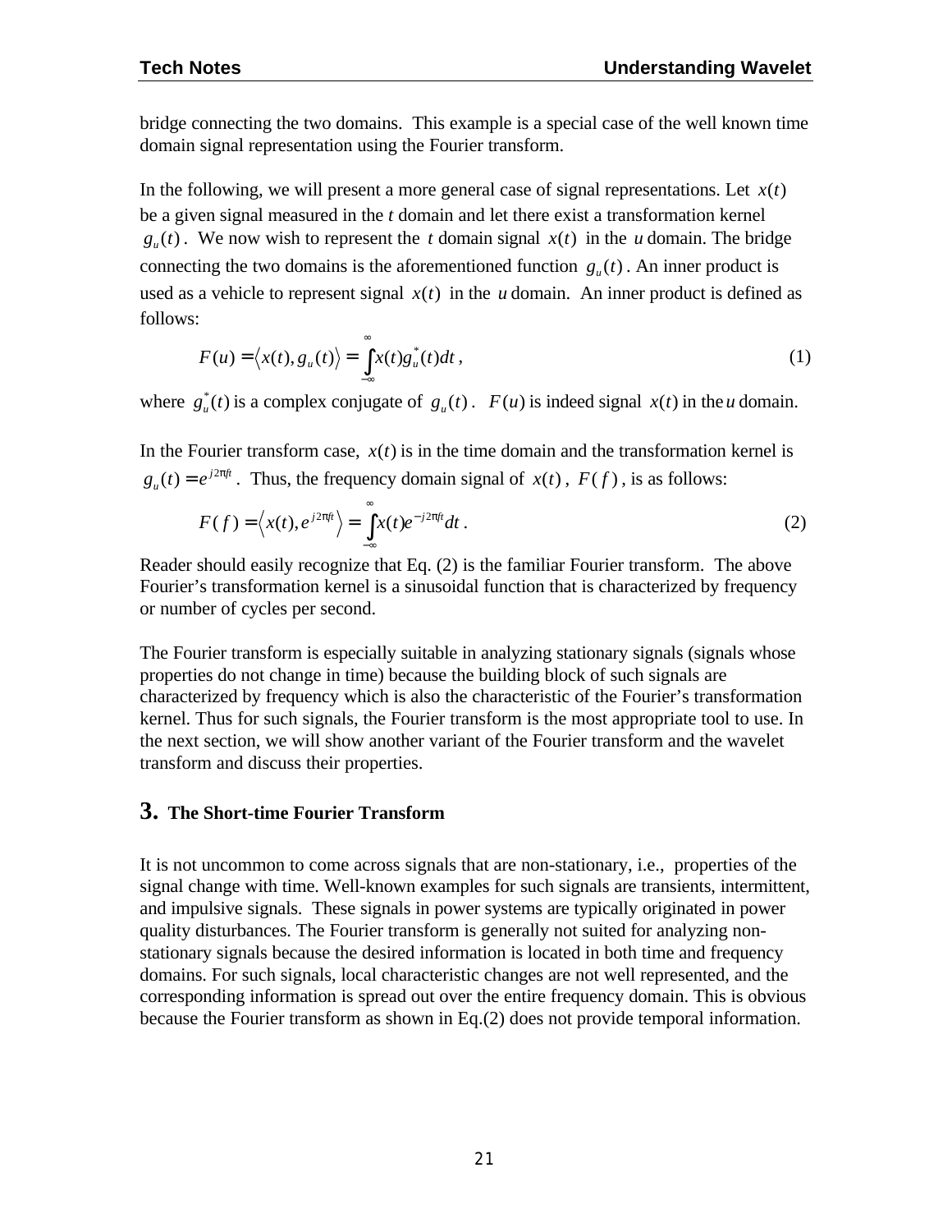bridge connecting the two domains. This example is a special case of the well known time domain signal representation using the Fourier transform.

In the following, we will present a more general case of signal representations. Let $x(t)$ be a given signal measured in the *t* domain and let there exist a transformation kernel $g_u(t)$. We now wish to represent the $t$ domain signal $x(t)$ in the $u$ domain. The bridge connecting the two domains is the aforementioned function $g_u(t)$. An inner product is used as a vehicle to represent signal $x(t)$ in the $u$ domain. An inner product is defined as follows:

$$F(u) = \langle x(t), g_u(t) \rangle = \int_{-\infty}^{\infty} x(t) g_u^*(t) dt\,, \tag{1}$$

where $g_u^*(t)$ is a complex conjugate of $g_u(t)$. $F(u)$ is indeed signal $x(t)$ in the $u$ domain.

In the Fourier transform case, $x(t)$ is in the time domain and the transformation kernel is $g_u(t) = e^{j2\pi ft}$. Thus, the frequency domain signal of $x(t)$, $F(f)$, is as follows:

$$F(f) = \langle x(t), e^{j2\pi ft} \rangle = \int_{-\infty}^{\infty} x(t) e^{-j2\pi ft} dt\,. \tag{2}$$

Reader should easily recognize that Eq. (2) is the familiar Fourier transform. The above Fourier's transformation kernel is a sinusoidal function that is characterized by frequency or number of cycles per second.

The Fourier transform is especially suitable in analyzing stationary signals (signals whose properties do not change in time) because the building block of such signals are characterized by frequency which is also the characteristic of the Fourier's transformation kernel. Thus for such signals, the Fourier transform is the most appropriate tool to use. In the next section, we will show another variant of the Fourier transform and the wavelet transform and discuss their properties.

## 3. The Short-time Fourier Transform

It is not uncommon to come across signals that are non-stationary, i.e., properties of the signal change with time. Well-known examples for such signals are transients, intermittent, and impulsive signals. These signals in power systems are typically originated in power quality disturbances. The Fourier transform is generally not suited for analyzing non-stationary signals because the desired information is located in both time and frequency domains. For such signals, local characteristic changes are not well represented, and the corresponding information is spread out over the entire frequency domain. This is obvious because the Fourier transform as shown in Eq.(2) does not provide temporal information.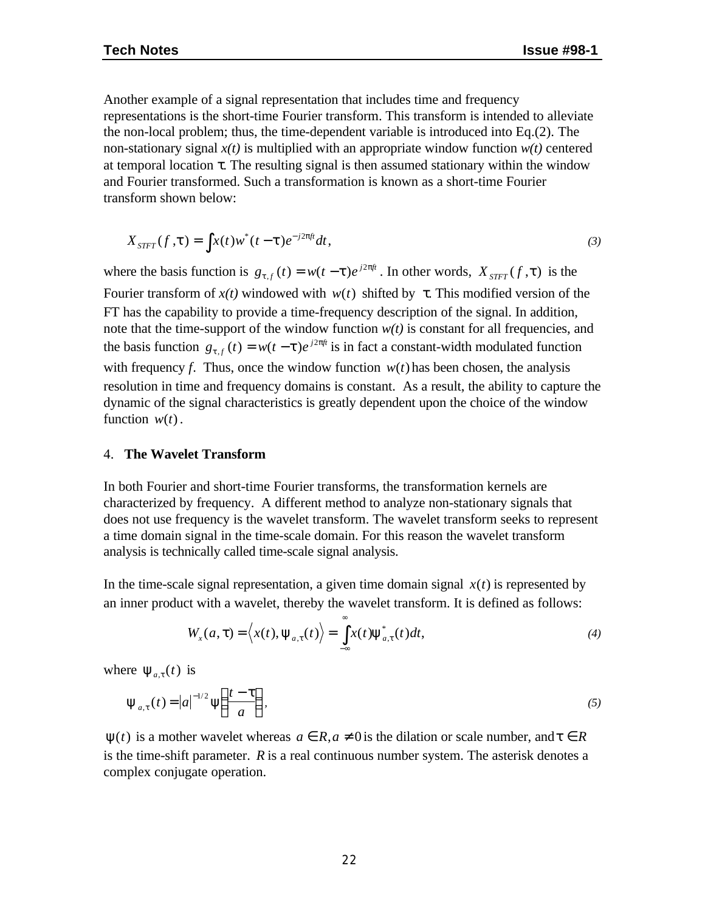Another example of a signal representation that includes time and frequency representations is the short-time Fourier transform. This transform is intended to alleviate the non-local problem; thus, the time-dependent variable is introduced into Eq.(2). The non-stationary signal *x(t)* is multiplied with an appropriate window function *w(t)* centered at temporal location $\tau$. The resulting signal is then assumed stationary within the window and Fourier transformed. Such a transformation is known as a short-time Fourier transform shown below:

$$X_{STFT}(f,\tau) = \int x(t) w^*(t-\tau) e^{-j2\pi ft} dt, \tag{3}$$

where the basis function is $g_{\tau,f}(t) = w(t-\tau)e^{j2\pi ft}$. In other words, $X_{STFT}(f,\tau)$ is the Fourier transform of *x(t)* windowed with $w(t)$ shifted by $\tau$. This modified version of the FT has the capability to provide a time-frequency description of the signal. In addition, note that the time-support of the window function *w(t)* is constant for all frequencies, and the basis function $g_{\tau,f}(t) = w(t-\tau)e^{j2\pi ft}$ is in fact a constant-width modulated function with frequency *f*. Thus, once the window function $w(t)$ has been chosen, the analysis resolution in time and frequency domains is constant. As a result, the ability to capture the dynamic of the signal characteristics is greatly dependent upon the choice of the window function $w(t)$.

## 4. The Wavelet Transform

In both Fourier and short-time Fourier transforms, the transformation kernels are characterized by frequency. A different method to analyze non-stationary signals that does not use frequency is the wavelet transform. The wavelet transform seeks to represent a time domain signal in the time-scale domain. For this reason the wavelet transform analysis is technically called time-scale signal analysis.

In the time-scale signal representation, a given time domain signal $x(t)$ is represented by an inner product with a wavelet, thereby the wavelet transform. It is defined as follows:

$$W_x(a,\tau) = \left\langle x(t), \psi_{a,\tau}(t) \right\rangle = \int_{-\infty}^{\infty} x(t)\psi^*_{a,\tau}(t) dt, \tag{4}$$

where $\psi_{a,\tau}(t)$ is

$$\psi_{a,\tau}(t) = |a|^{-1/2} \psi\left(\frac{t-\tau}{a}\right), \tag{5}$$

$\psi(t)$ is a mother wavelet whereas $a \in R, a \neq 0$ is the dilation or scale number, and $\tau \in R$ is the time-shift parameter. $R$ is a real continuous number system. The asterisk denotes a complex conjugate operation.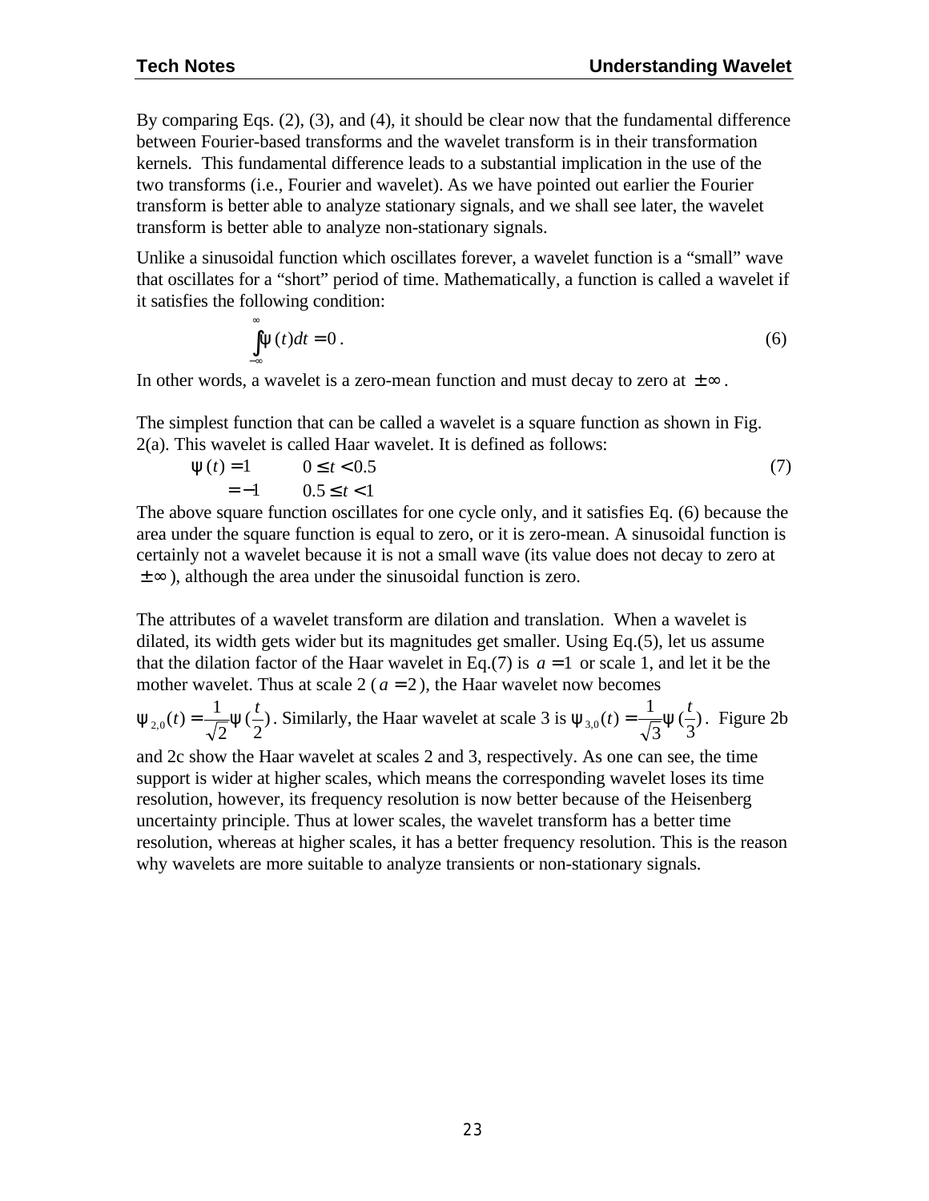By comparing Eqs. (2), (3), and (4), it should be clear now that the fundamental difference between Fourier-based transforms and the wavelet transform is in their transformation kernels. This fundamental difference leads to a substantial implication in the use of the two transforms (i.e., Fourier and wavelet). As we have pointed out earlier the Fourier transform is better able to analyze stationary signals, and we shall see later, the wavelet transform is better able to analyze non-stationary signals.

Unlike a sinusoidal function which oscillates forever, a wavelet function is a "small" wave that oscillates for a "short" period of time. Mathematically, a function is called a wavelet if it satisfies the following condition:

$$\int_{-\infty}^{\infty} \psi(t)dt = 0 \,. \tag{6}$$

In other words, a wavelet is a zero-mean function and must decay to zero at $\pm\infty$.

The simplest function that can be called a wavelet is a square function as shown in Fig. 2(a). This wavelet is called Haar wavelet. It is defined as follows:

$$\begin{aligned} \psi(t) &= 1 \qquad 0 \le t < 0.5 \\ &= -1 \qquad 0.5 \le t < 1 \end{aligned} \tag{7}$$

The above square function oscillates for one cycle only, and it satisfies Eq. (6) because the area under the square function is equal to zero, or it is zero-mean. A sinusoidal function is certainly not a wavelet because it is not a small wave (its value does not decay to zero at $\pm\infty$), although the area under the sinusoidal function is zero.

The attributes of a wavelet transform are dilation and translation. When a wavelet is dilated, its width gets wider but its magnitudes get smaller. Using Eq.(5), let us assume that the dilation factor of the Haar wavelet in Eq.(7) is $a = 1$ or scale 1, and let it be the mother wavelet. Thus at scale 2 ($a = 2$), the Haar wavelet now becomes $\psi_{2,0}(t) = \frac{1}{\sqrt{2}}\psi(\frac{t}{2})$. Similarly, the Haar wavelet at scale 3 is $\psi_{3,0}(t) = \frac{1}{\sqrt{3}}\psi(\frac{t}{3})$. Figure 2b and 2c show the Haar wavelet at scales 2 and 3, respectively. As one can see, the time support is wider at higher scales, which means the corresponding wavelet loses its time resolution, however, its frequency resolution is now better because of the Heisenberg uncertainty principle. Thus at lower scales, the wavelet transform has a better time resolution, whereas at higher scales, it has a better frequency resolution. This is the reason why wavelets are more suitable to analyze transients or non-stationary signals.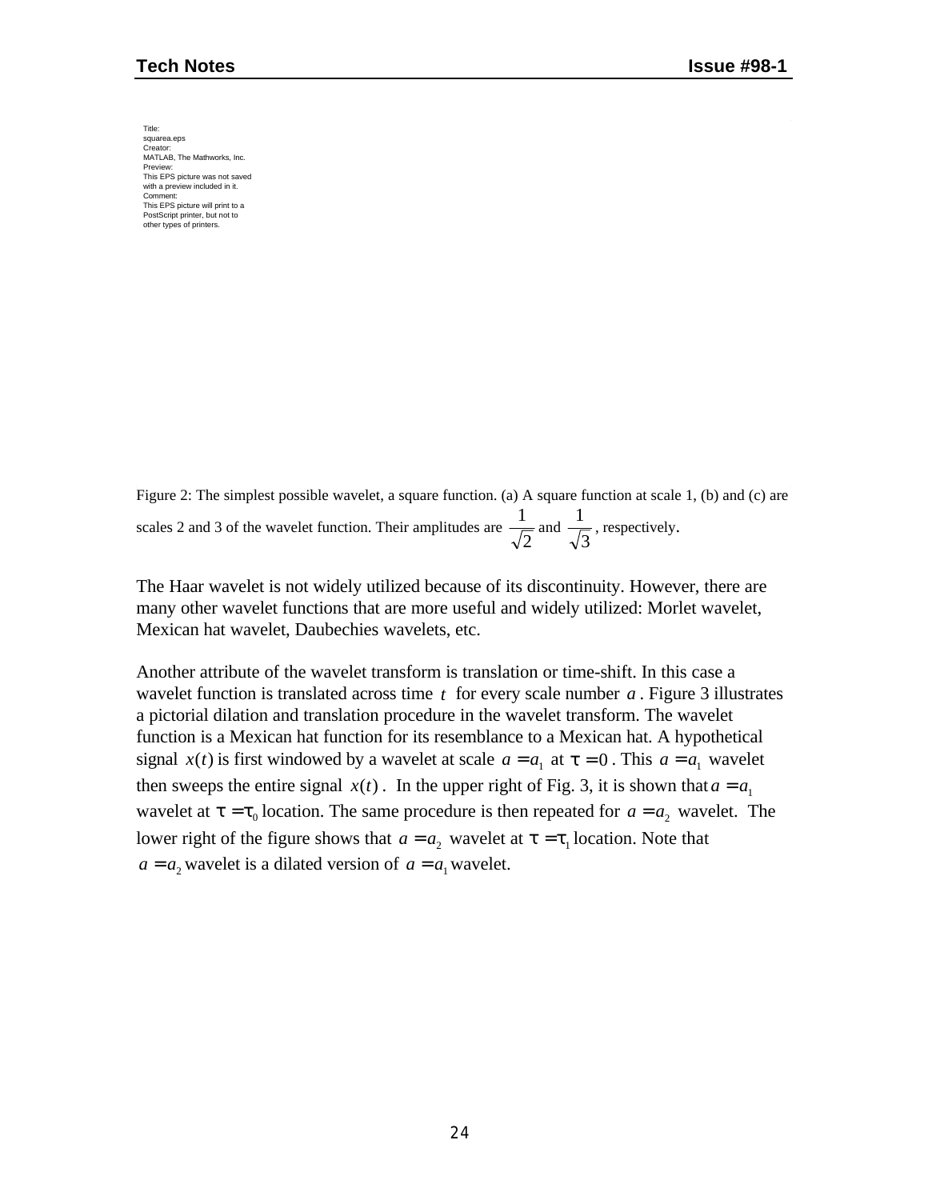Title:
squarea.eps
Creator:
MATLAB, The Mathworks, Inc.
Preview:
This EPS picture was not saved
with a preview included in it.
Comment:
This EPS picture will print to a
PostScript printer, but not to
other types of printers.

Figure 2: The simplest possible wavelet, a square function. (a) A square function at scale 1, (b) and (c) are scales 2 and 3 of the wavelet function. Their amplitudes are $\frac{1}{\sqrt{2}}$ and $\frac{1}{\sqrt{3}}$, respectively.

The Haar wavelet is not widely utilized because of its discontinuity. However, there are many other wavelet functions that are more useful and widely utilized: Morlet wavelet, Mexican hat wavelet, Daubechies wavelets, etc.

Another attribute of the wavelet transform is translation or time-shift. In this case a wavelet function is translated across time $t$ for every scale number $a$. Figure 3 illustrates a pictorial dilation and translation procedure in the wavelet transform. The wavelet function is a Mexican hat function for its resemblance to a Mexican hat. A hypothetical signal $x(t)$ is first windowed by a wavelet at scale $a = a_1$ at $\tau = 0$. This $a = a_1$ wavelet then sweeps the entire signal $x(t)$. In the upper right of Fig. 3, it is shown that $a = a_1$ wavelet at $\tau = \tau_0$ location. The same procedure is then repeated for $a = a_2$ wavelet. The lower right of the figure shows that $a = a_2$ wavelet at $\tau = \tau_1$ location. Note that $a = a_2$ wavelet is a dilated version of $a = a_1$ wavelet.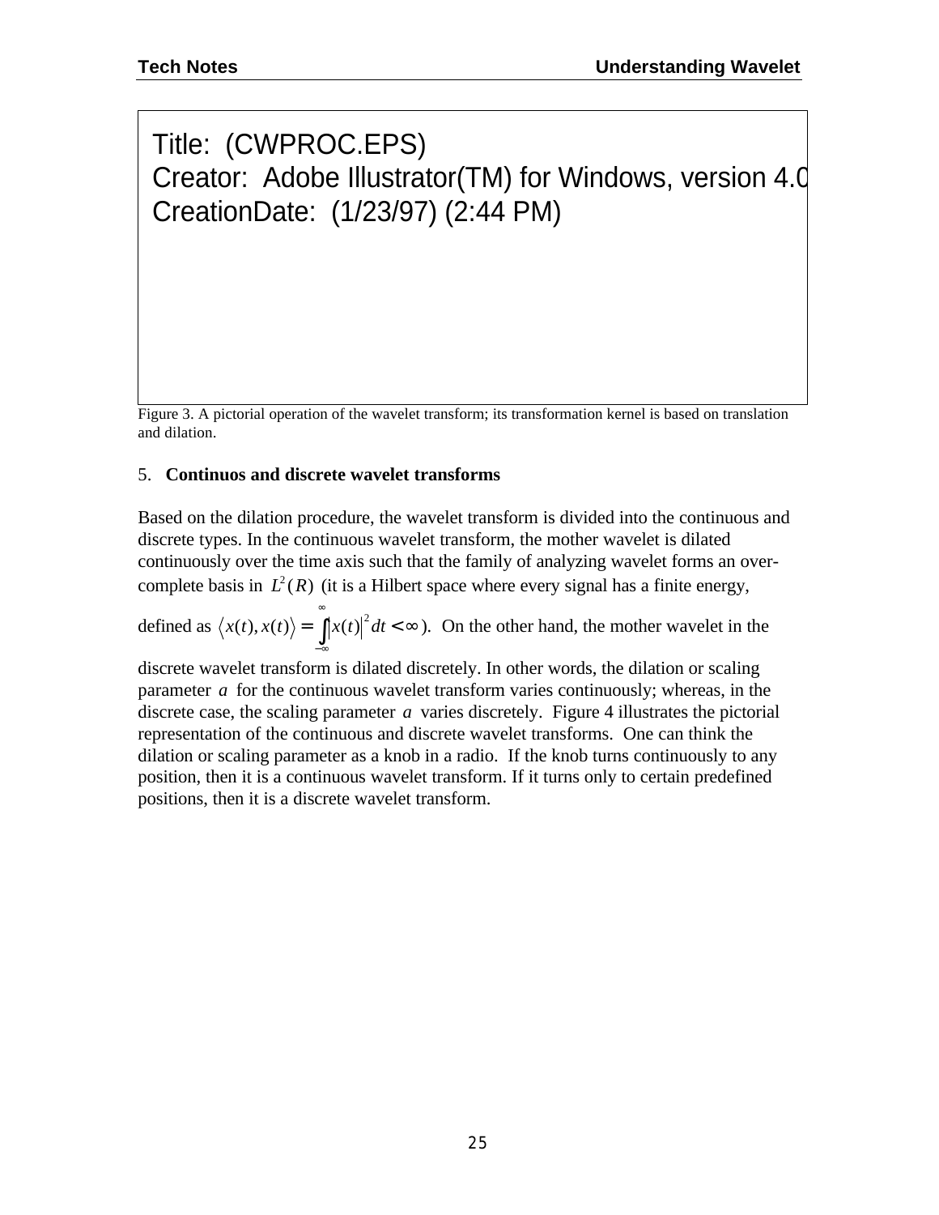Title: (CWPROC.EPS)
Creator: Adobe Illustrator(TM) for Windows, version 4.0
CreationDate: (1/23/97) (2:44 PM)

Figure 3. A pictorial operation of the wavelet transform; its transformation kernel is based on translation and dilation.

## 5. Continuos and discrete wavelet transforms

Based on the dilation procedure, the wavelet transform is divided into the continuous and discrete types. In the continuous wavelet transform, the mother wavelet is dilated continuously over the time axis such that the family of analyzing wavelet forms an over-complete basis in $L^2(R)$ (it is a Hilbert space where every signal has a finite energy, defined as $\langle x(t), x(t) \rangle = \int_{-\infty}^{\infty} |x(t)|^2 dt < \infty$). On the other hand, the mother wavelet in the discrete wavelet transform is dilated discretely. In other words, the dilation or scaling parameter $a$ for the continuous wavelet transform varies continuously; whereas, in the discrete case, the scaling parameter $a$ varies discretely. Figure 4 illustrates the pictorial representation of the continuous and discrete wavelet transforms. One can think the dilation or scaling parameter as a knob in a radio. If the knob turns continuously to any position, then it is a continuous wavelet transform. If it turns only to certain predefined positions, then it is a discrete wavelet transform.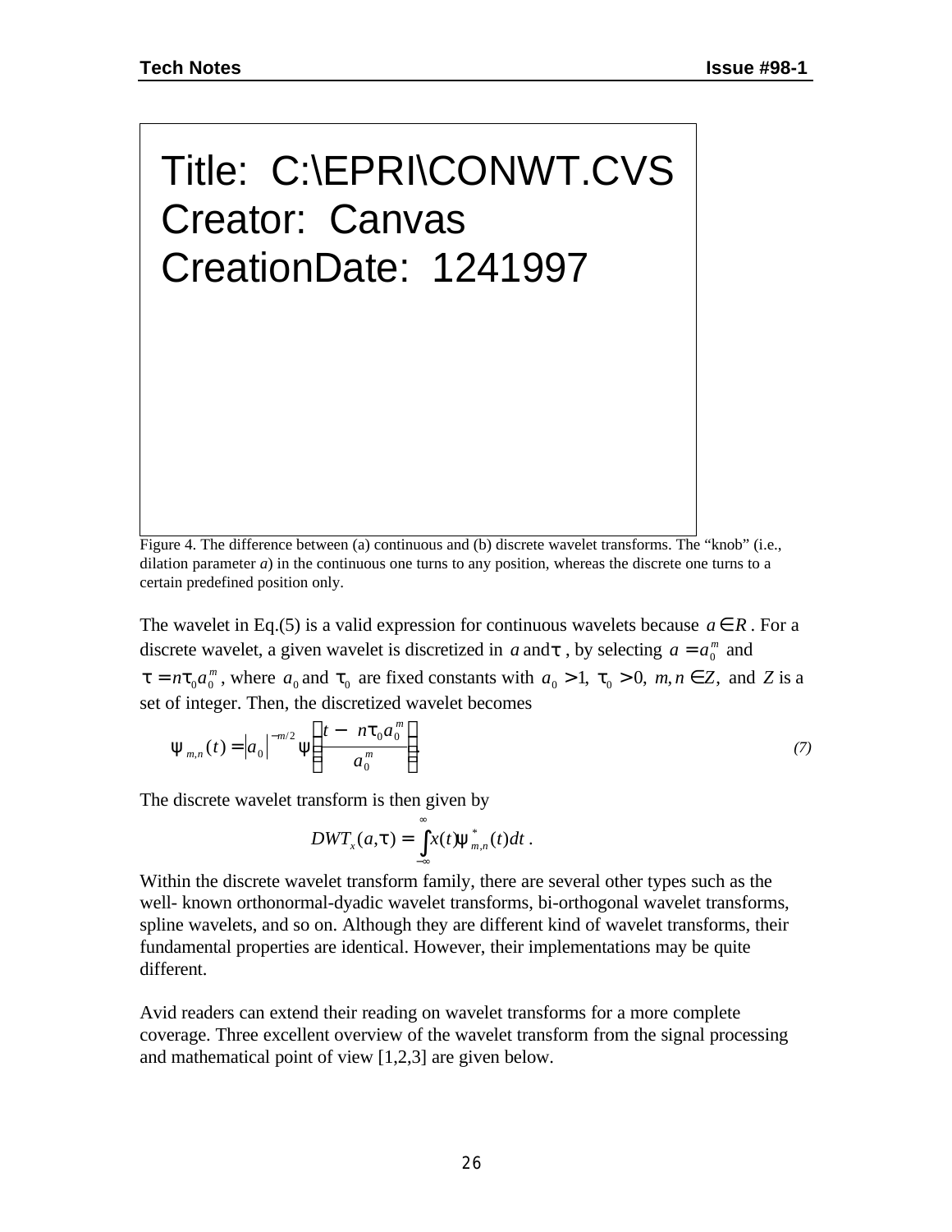Title: C:\EPRI\CONWT.CVS
Creator: Canvas
CreationDate: 1241997

Figure 4. The difference between (a) continuous and (b) discrete wavelet transforms. The "knob" (i.e., dilation parameter *a*) in the continuous one turns to any position, whereas the discrete one turns to a certain predefined position only.

The wavelet in Eq.(5) is a valid expression for continuous wavelets because $a \in R$. For a discrete wavelet, a given wavelet is discretized in $a$ and $\tau$, by selecting $a = a_0^m$ and $\tau = n\tau_0 a_0^m$, where $a_0$ and $\tau_0$ are fixed constants with $a_0 > 1,\ \tau_0 > 0,\ m, n \in Z,$ and $Z$ is a set of integer. Then, the discretized wavelet becomes

$$\psi_{m,n}(t) = \left|a_0\right|^{-m/2} \psi\left(\frac{t - n\tau_0 a_0^m}{a_0^m}\right). \tag{7}$$

The discrete wavelet transform is then given by

$$DWT_x(a,\tau) = \int_{-\infty}^{\infty} x(t)\psi_{m,n}^*(t)dt\ .$$

Within the discrete wavelet transform family, there are several other types such as the well- known orthonormal-dyadic wavelet transforms, bi-orthogonal wavelet transforms, spline wavelets, and so on. Although they are different kind of wavelet transforms, their fundamental properties are identical. However, their implementations may be quite different.

Avid readers can extend their reading on wavelet transforms for a more complete coverage. Three excellent overview of the wavelet transform from the signal processing and mathematical point of view [1,2,3] are given below.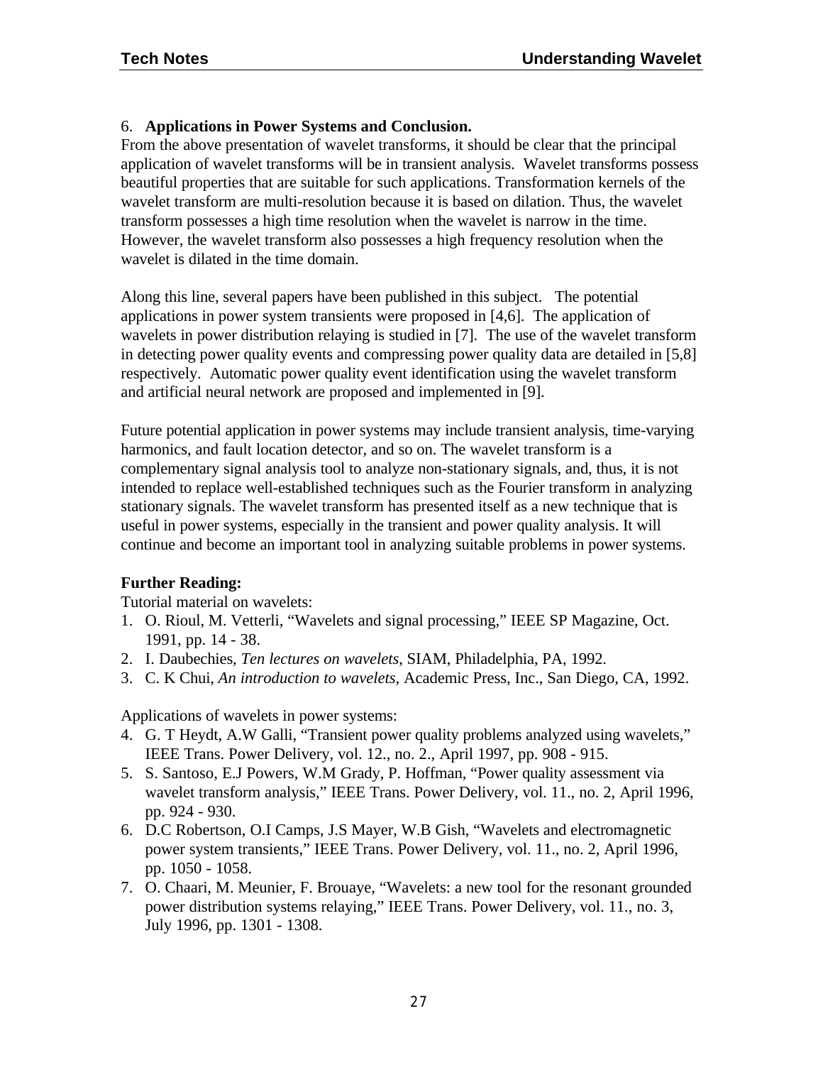## 6. **Applications in Power Systems and Conclusion.**

From the above presentation of wavelet transforms, it should be clear that the principal application of wavelet transforms will be in transient analysis. Wavelet transforms possess beautiful properties that are suitable for such applications. Transformation kernels of the wavelet transform are multi-resolution because it is based on dilation. Thus, the wavelet transform possesses a high time resolution when the wavelet is narrow in the time. However, the wavelet transform also possesses a high frequency resolution when the wavelet is dilated in the time domain.

Along this line, several papers have been published in this subject. The potential applications in power system transients were proposed in [4,6]. The application of wavelets in power distribution relaying is studied in [7]. The use of the wavelet transform in detecting power quality events and compressing power quality data are detailed in [5,8] respectively. Automatic power quality event identification using the wavelet transform and artificial neural network are proposed and implemented in [9].

Future potential application in power systems may include transient analysis, time-varying harmonics, and fault location detector, and so on. The wavelet transform is a complementary signal analysis tool to analyze non-stationary signals, and, thus, it is not intended to replace well-established techniques such as the Fourier transform in analyzing stationary signals. The wavelet transform has presented itself as a new technique that is useful in power systems, especially in the transient and power quality analysis. It will continue and become an important tool in analyzing suitable problems in power systems.

**Further Reading:**

Tutorial material on wavelets:

1. O. Rioul, M. Vetterli, "Wavelets and signal processing," IEEE SP Magazine, Oct. 1991, pp. 14 - 38.
2. I. Daubechies, *Ten lectures on wavelets*, SIAM, Philadelphia, PA, 1992.
3. C. K Chui, *An introduction to wavelets*, Academic Press, Inc., San Diego, CA, 1992.

Applications of wavelets in power systems:

4. G. T Heydt, A.W Galli, "Transient power quality problems analyzed using wavelets," IEEE Trans. Power Delivery, vol. 12., no. 2., April 1997, pp. 908 - 915.
5. S. Santoso, E.J Powers, W.M Grady, P. Hoffman, "Power quality assessment via wavelet transform analysis," IEEE Trans. Power Delivery, vol. 11., no. 2, April 1996, pp. 924 - 930.
6. D.C Robertson, O.I Camps, J.S Mayer, W.B Gish, "Wavelets and electromagnetic power system transients," IEEE Trans. Power Delivery, vol. 11., no. 2, April 1996, pp. 1050 - 1058.
7. O. Chaari, M. Meunier, F. Brouaye, "Wavelets: a new tool for the resonant grounded power distribution systems relaying," IEEE Trans. Power Delivery, vol. 11., no. 3, July 1996, pp. 1301 - 1308.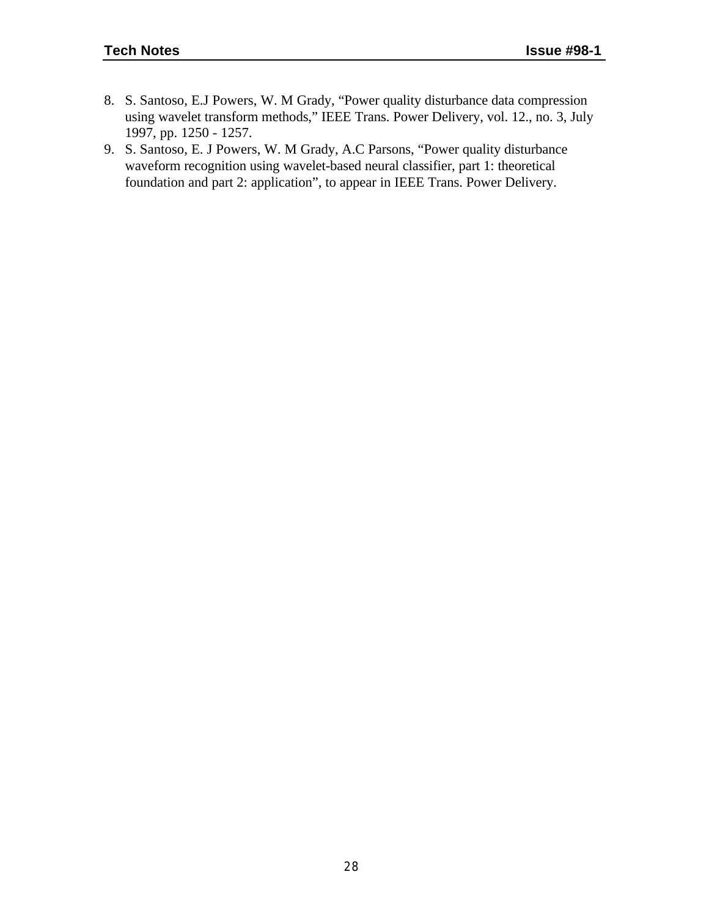8. S. Santoso, E.J Powers, W. M Grady, “Power quality disturbance data compression using wavelet transform methods,” IEEE Trans. Power Delivery, vol. 12., no. 3, July 1997, pp. 1250 - 1257.
9. S. Santoso, E. J Powers, W. M Grady, A.C Parsons, “Power quality disturbance waveform recognition using wavelet-based neural classifier, part 1: theoretical foundation and part 2: application”, to appear in IEEE Trans. Power Delivery.